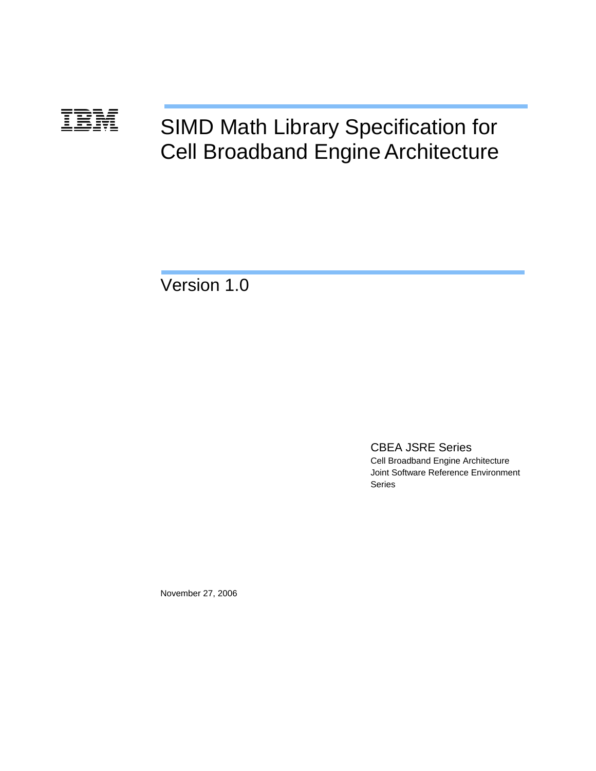IBM

# SIMD Math Library Specification for Cell Broadband Engine Architecture

Version 1.0

CBEA JSRE Series

Cell Broadband Engine Architecture
Joint Software Reference Environment
Series

November 27, 2006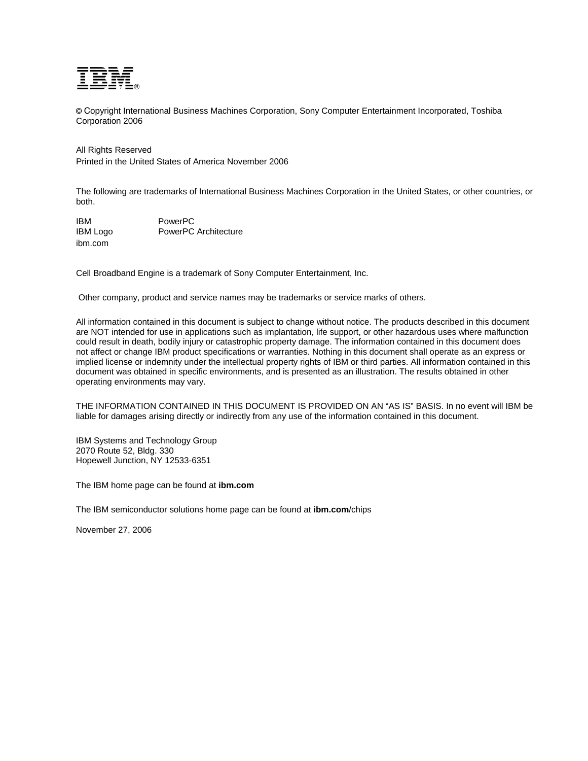© Copyright International Business Machines Corporation, Sony Computer Entertainment Incorporated, Toshiba Corporation 2006

All Rights Reserved
Printed in the United States of America November 2006

The following are trademarks of International Business Machines Corporation in the United States, or other countries, or both.

| | |
|---|---|
| IBM | PowerPC |
| IBM Logo | PowerPC Architecture |
| ibm.com | |

Cell Broadband Engine is a trademark of Sony Computer Entertainment, Inc.

Other company, product and service names may be trademarks or service marks of others.

All information contained in this document is subject to change without notice. The products described in this document are NOT intended for use in applications such as implantation, life support, or other hazardous uses where malfunction could result in death, bodily injury or catastrophic property damage. The information contained in this document does not affect or change IBM product specifications or warranties. Nothing in this document shall operate as an express or implied license or indemnity under the intellectual property rights of IBM or third parties. All information contained in this document was obtained in specific environments, and is presented as an illustration. The results obtained in other operating environments may vary.

THE INFORMATION CONTAINED IN THIS DOCUMENT IS PROVIDED ON AN "AS IS" BASIS. In no event will IBM be liable for damages arising directly or indirectly from any use of the information contained in this document.

IBM Systems and Technology Group
2070 Route 52, Bldg. 330
Hopewell Junction, NY 12533-6351

The IBM home page can be found at **ibm.com**

The IBM semiconductor solutions home page can be found at **ibm.com**/chips

November 27, 2006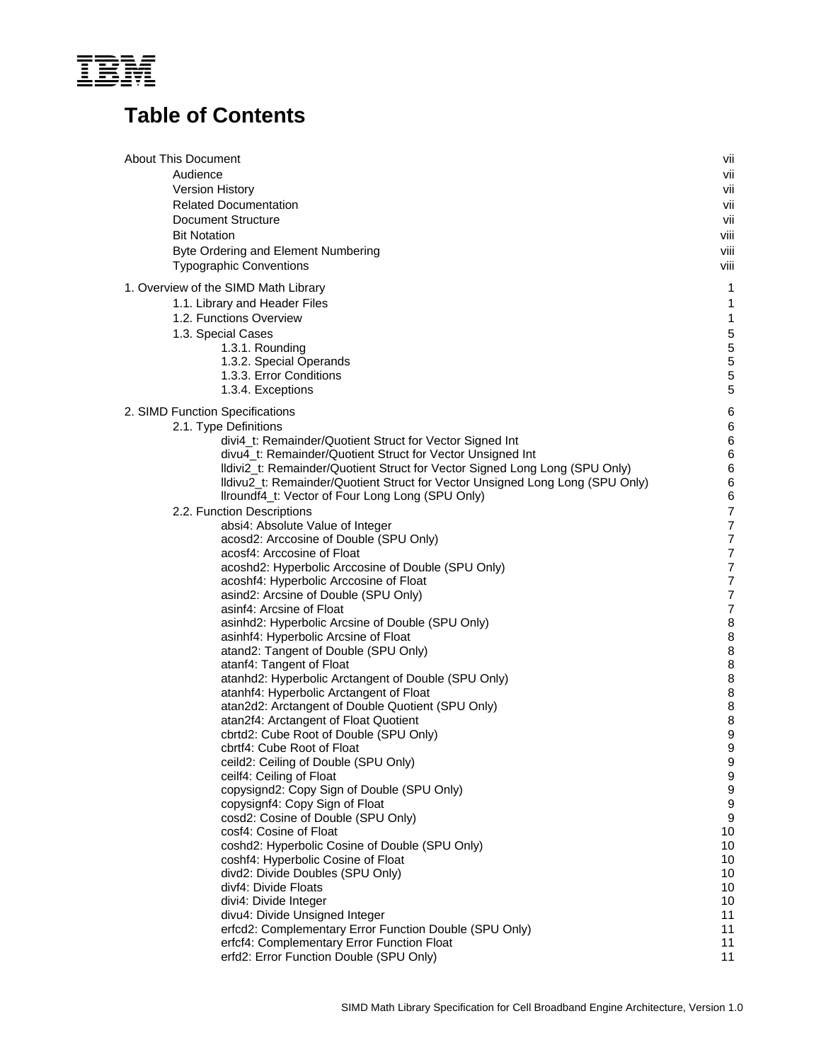# Table of Contents

| | |
|---|---|
| About This Document | vii |
| Audience | vii |
| Version History | vii |
| Related Documentation | vii |
| Document Structure | vii |
| Bit Notation | viii |
| Byte Ordering and Element Numbering | viii |
| Typographic Conventions | viii |
| 1. Overview of the SIMD Math Library | 1 |
| 1.1. Library and Header Files | 1 |
| 1.2. Functions Overview | 1 |
| 1.3. Special Cases | 5 |
| 1.3.1. Rounding | 5 |
| 1.3.2. Special Operands | 5 |
| 1.3.3. Error Conditions | 5 |
| 1.3.4. Exceptions | 5 |
| 2. SIMD Function Specifications | 6 |
| 2.1. Type Definitions | 6 |
| divi4_t: Remainder/Quotient Struct for Vector Signed Int | 6 |
| divu4_t: Remainder/Quotient Struct for Vector Unsigned Int | 6 |
| lldivi2_t: Remainder/Quotient Struct for Vector Signed Long Long (SPU Only) | 6 |
| lldivu2_t: Remainder/Quotient Struct for Vector Unsigned Long Long (SPU Only) | 6 |
| llroundf4_t: Vector of Four Long Long (SPU Only) | 6 |
| 2.2. Function Descriptions | 7 |
| absi4: Absolute Value of Integer | 7 |
| acosd2: Arccosine of Double (SPU Only) | 7 |
| acosf4: Arccosine of Float | 7 |
| acoshd2: Hyperbolic Arccosine of Double (SPU Only) | 7 |
| acoshf4: Hyperbolic Arccosine of Float | 7 |
| asind2: Arcsine of Double (SPU Only) | 7 |
| asinf4: Arcsine of Float | 7 |
| asinhd2: Hyperbolic Arcsine of Double (SPU Only) | 8 |
| asinhf4: Hyperbolic Arcsine of Float | 8 |
| atand2: Tangent of Double (SPU Only) | 8 |
| atanf4: Tangent of Float | 8 |
| atanhd2: Hyperbolic Arctangent of Double (SPU Only) | 8 |
| atanhf4: Hyperbolic Arctangent of Float | 8 |
| atan2d2: Arctangent of Double Quotient (SPU Only) | 8 |
| atan2f4: Arctangent of Float Quotient | 8 |
| cbrtd2: Cube Root of Double (SPU Only) | 9 |
| cbrtf4: Cube Root of Float | 9 |
| ceild2: Ceiling of Double (SPU Only) | 9 |
| ceilf4: Ceiling of Float | 9 |
| copysignd2: Copy Sign of Double (SPU Only) | 9 |
| copysignf4: Copy Sign of Float | 9 |
| cosd2: Cosine of Double (SPU Only) | 9 |
| cosf4: Cosine of Float | 10 |
| coshd2: Hyperbolic Cosine of Double (SPU Only) | 10 |
| coshf4: Hyperbolic Cosine of Float | 10 |
| divd2: Divide Doubles (SPU Only) | 10 |
| divf4: Divide Floats | 10 |
| divi4: Divide Integer | 10 |
| divu4: Divide Unsigned Integer | 11 |
| erfcd2: Complementary Error Function Double (SPU Only) | 11 |
| erfcf4: Complementary Error Function Float | 11 |
| erfd2: Error Function Double (SPU Only) | 11 |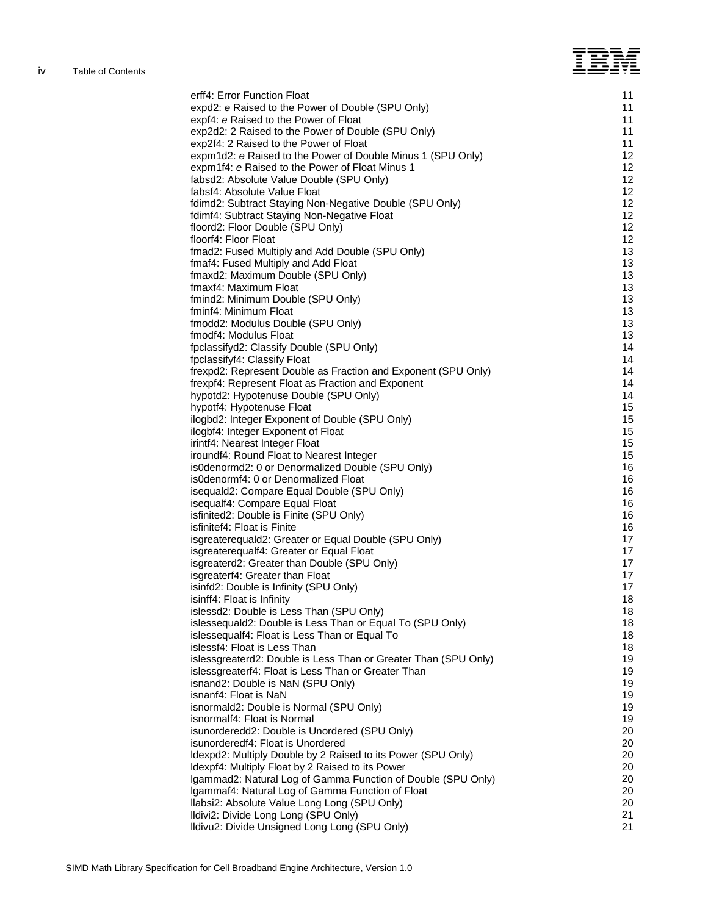| | |
|---|---|
| erff4: Error Function Float | 11 |
| expd2: *e* Raised to the Power of Double (SPU Only) | 11 |
| expf4: *e* Raised to the Power of Float | 11 |
| exp2d2: 2 Raised to the Power of Double (SPU Only) | 11 |
| exp2f4: 2 Raised to the Power of Float | 11 |
| expm1d2: *e* Raised to the Power of Double Minus 1 (SPU Only) | 12 |
| expm1f4: *e* Raised to the Power of Float Minus 1 | 12 |
| fabsd2: Absolute Value Double (SPU Only) | 12 |
| fabsf4: Absolute Value Float | 12 |
| fdimd2: Subtract Staying Non-Negative Double (SPU Only) | 12 |
| fdimf4: Subtract Staying Non-Negative Float | 12 |
| floord2: Floor Double (SPU Only) | 12 |
| floorf4: Floor Float | 12 |
| fmad2: Fused Multiply and Add Double (SPU Only) | 13 |
| fmaf4: Fused Multiply and Add Float | 13 |
| fmaxd2: Maximum Double (SPU Only) | 13 |
| fmaxf4: Maximum Float | 13 |
| fmind2: Minimum Double (SPU Only) | 13 |
| fminf4: Minimum Float | 13 |
| fmodd2: Modulus Double (SPU Only) | 13 |
| fmodf4: Modulus Float | 13 |
| fpclassifyd2: Classify Double (SPU Only) | 14 |
| fpclassifyf4: Classify Float | 14 |
| frexpd2: Represent Double as Fraction and Exponent (SPU Only) | 14 |
| frexpf4: Represent Float as Fraction and Exponent | 14 |
| hypotd2: Hypotenuse Double (SPU Only) | 14 |
| hypotf4: Hypotenuse Float | 15 |
| ilogbd2: Integer Exponent of Double (SPU Only) | 15 |
| ilogbf4: Integer Exponent of Float | 15 |
| irintf4: Nearest Integer Float | 15 |
| iroundf4: Round Float to Nearest Integer | 15 |
| is0denormd2: 0 or Denormalized Double (SPU Only) | 16 |
| is0denormf4: 0 or Denormalized Float | 16 |
| isequald2: Compare Equal Double (SPU Only) | 16 |
| isequalf4: Compare Equal Float | 16 |
| isfinited2: Double is Finite (SPU Only) | 16 |
| isfinitef4: Float is Finite | 16 |
| isgreaterequald2: Greater or Equal Double (SPU Only) | 17 |
| isgreaterequalf4: Greater or Equal Float | 17 |
| isgreaterd2: Greater than Double (SPU Only) | 17 |
| isgreaterf4: Greater than Float | 17 |
| isinfd2: Double is Infinity (SPU Only) | 17 |
| isinff4: Float is Infinity | 18 |
| islessd2: Double is Less Than (SPU Only) | 18 |
| islessequald2: Double is Less Than or Equal To (SPU Only) | 18 |
| islessequalf4: Float is Less Than or Equal To | 18 |
| islessf4: Float is Less Than | 18 |
| islessgreaterd2: Double is Less Than or Greater Than (SPU Only) | 19 |
| islessgreaterf4: Float is Less Than or Greater Than | 19 |
| isnand2: Double is NaN (SPU Only) | 19 |
| isnanf4: Float is NaN | 19 |
| isnormald2: Double is Normal (SPU Only) | 19 |
| isnormalf4: Float is Normal | 19 |
| isunorderedd2: Double is Unordered (SPU Only) | 20 |
| isunorderedf4: Float is Unordered | 20 |
| ldexpd2: Multiply Double by 2 Raised to its Power (SPU Only) | 20 |
| ldexpf4: Multiply Float by 2 Raised to its Power | 20 |
| lgammad2: Natural Log of Gamma Function of Double (SPU Only) | 20 |
| lgammaf4: Natural Log of Gamma Function of Float | 20 |
| llabsi2: Absolute Value Long Long (SPU Only) | 20 |
| lldivi2: Divide Long Long (SPU Only) | 21 |
| lldivu2: Divide Unsigned Long Long (SPU Only) | 21 |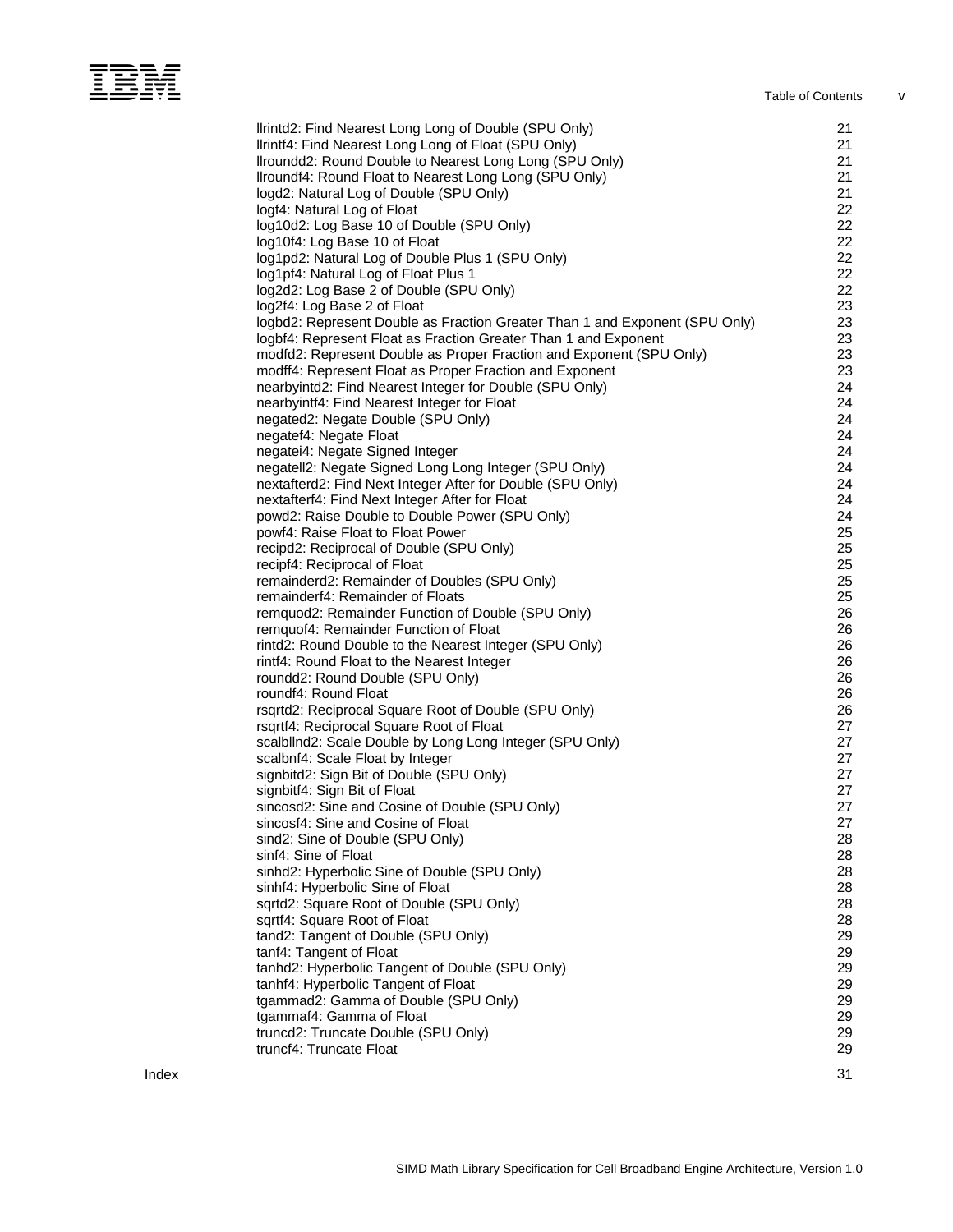| | |
|---|---|
| llrintd2: Find Nearest Long Long of Double (SPU Only) | 21 |
| llrintf4: Find Nearest Long Long of Float (SPU Only) | 21 |
| llroundd2: Round Double to Nearest Long Long (SPU Only) | 21 |
| llroundf4: Round Float to Nearest Long Long (SPU Only) | 21 |
| logd2: Natural Log of Double (SPU Only) | 21 |
| logf4: Natural Log of Float | 22 |
| log10d2: Log Base 10 of Double (SPU Only) | 22 |
| log10f4: Log Base 10 of Float | 22 |
| log1pd2: Natural Log of Double Plus 1 (SPU Only) | 22 |
| log1pf4: Natural Log of Float Plus 1 | 22 |
| log2d2: Log Base 2 of Double (SPU Only) | 22 |
| log2f4: Log Base 2 of Float | 23 |
| logbd2: Represent Double as Fraction Greater Than 1 and Exponent (SPU Only) | 23 |
| logbf4: Represent Float as Fraction Greater Than 1 and Exponent | 23 |
| modfd2: Represent Double as Proper Fraction and Exponent (SPU Only) | 23 |
| modff4: Represent Float as Proper Fraction and Exponent | 23 |
| nearbyintd2: Find Nearest Integer for Double (SPU Only) | 24 |
| nearbyintf4: Find Nearest Integer for Float | 24 |
| negated2: Negate Double (SPU Only) | 24 |
| negatef4: Negate Float | 24 |
| negatei4: Negate Signed Integer | 24 |
| negatell2: Negate Signed Long Long Integer (SPU Only) | 24 |
| nextafterd2: Find Next Integer After for Double (SPU Only) | 24 |
| nextafterf4: Find Next Integer After for Float | 24 |
| powd2: Raise Double to Double Power (SPU Only) | 24 |
| powf4: Raise Float to Float Power | 25 |
| recipd2: Reciprocal of Double (SPU Only) | 25 |
| recipf4: Reciprocal of Float | 25 |
| remainderd2: Remainder of Doubles (SPU Only) | 25 |
| remainderf4: Remainder of Floats | 25 |
| remquod2: Remainder Function of Double (SPU Only) | 26 |
| remquof4: Remainder Function of Float | 26 |
| rintd2: Round Double to the Nearest Integer (SPU Only) | 26 |
| rintf4: Round Float to the Nearest Integer | 26 |
| roundd2: Round Double (SPU Only) | 26 |
| roundf4: Round Float | 26 |
| rsqrtd2: Reciprocal Square Root of Double (SPU Only) | 26 |
| rsqrtf4: Reciprocal Square Root of Float | 27 |
| scalbllnd2: Scale Double by Long Long Integer (SPU Only) | 27 |
| scalbnf4: Scale Float by Integer | 27 |
| signbitd2: Sign Bit of Double (SPU Only) | 27 |
| signbitf4: Sign Bit of Float | 27 |
| sincosd2: Sine and Cosine of Double (SPU Only) | 27 |
| sincosf4: Sine and Cosine of Float | 27 |
| sind2: Sine of Double (SPU Only) | 28 |
| sinf4: Sine of Float | 28 |
| sinhd2: Hyperbolic Sine of Double (SPU Only) | 28 |
| sinhf4: Hyperbolic Sine of Float | 28 |
| sqrtd2: Square Root of Double (SPU Only) | 28 |
| sqrtf4: Square Root of Float | 28 |
| tand2: Tangent of Double (SPU Only) | 29 |
| tanf4: Tangent of Float | 29 |
| tanhd2: Hyperbolic Tangent of Double (SPU Only) | 29 |
| tanhf4: Hyperbolic Tangent of Float | 29 |
| tgammad2: Gamma of Double (SPU Only) | 29 |
| tgammaf4: Gamma of Float | 29 |
| truncd2: Truncate Double (SPU Only) | 29 |
| truncf4: Truncate Float | 29 |

Index 31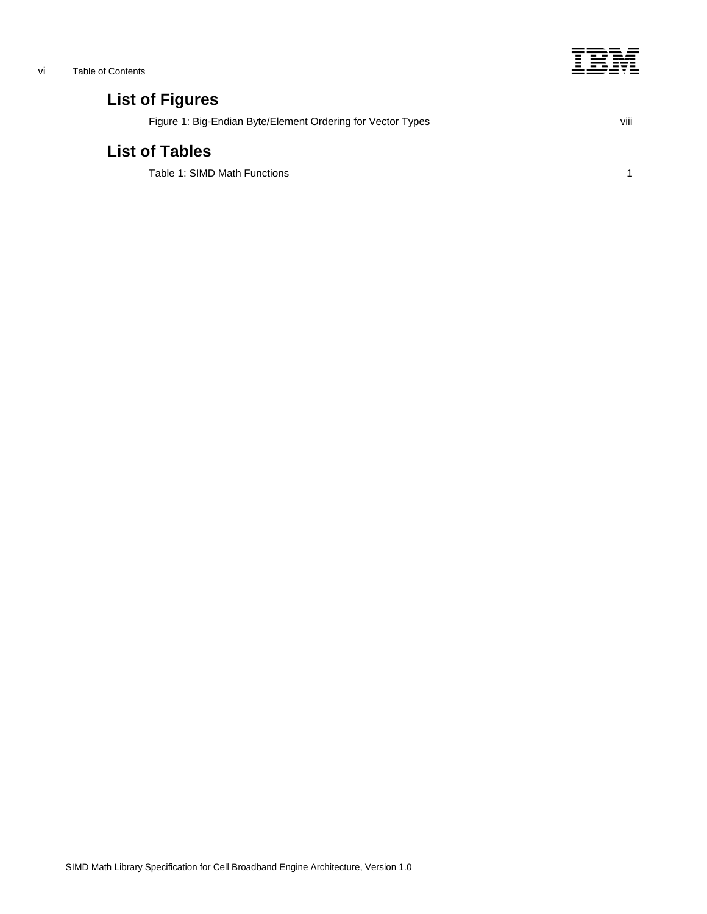## List of Figures

Figure 1: Big-Endian Byte/Element Ordering for Vector Types viii

## List of Tables

Table 1: SIMD Math Functions 1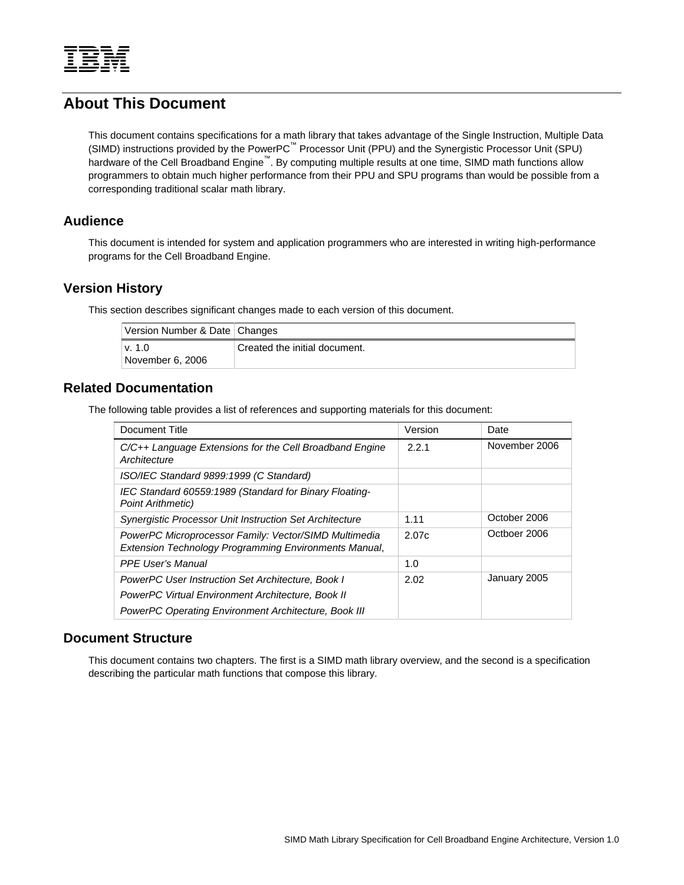## About This Document

This document contains specifications for a math library that takes advantage of the Single Instruction, Multiple Data (SIMD) instructions provided by the PowerPC™ Processor Unit (PPU) and the Synergistic Processor Unit (SPU) hardware of the Cell Broadband Engine™. By computing multiple results at one time, SIMD math functions allow programmers to obtain much higher performance from their PPU and SPU programs than would be possible from a corresponding traditional scalar math library.

### Audience

This document is intended for system and application programmers who are interested in writing high-performance programs for the Cell Broadband Engine.

### Version History

This section describes significant changes made to each version of this document.

| Version Number & Date | Changes |
|---|---|
| v. 1.0<br>November 6, 2006 | Created the initial document. |

### Related Documentation

The following table provides a list of references and supporting materials for this document:

| Document Title | Version | Date |
|---|---|---|
| *C/C++ Language Extensions for the Cell Broadband Engine Architecture* | 2.2.1 | November 2006 |
| *ISO/IEC Standard 9899:1999 (C Standard)* | | |
| *IEC Standard 60559:1989 (Standard for Binary Floating-Point Arithmetic)* | | |
| *Synergistic Processor Unit Instruction Set Architecture* | 1.11 | October 2006 |
| *PowerPC Microprocessor Family: Vector/SIMD Multimedia Extension Technology Programming Environments Manual*, | 2.07c | Octboer 2006 |
| *PPE User's Manual* | 1.0 | |
| *PowerPC User Instruction Set Architecture, Book I*<br>*PowerPC Virtual Environment Architecture, Book II*<br>*PowerPC Operating Environment Architecture, Book III* | 2.02 | January 2005 |

### Document Structure

This document contains two chapters. The first is a SIMD math library overview, and the second is a specification describing the particular math functions that compose this library.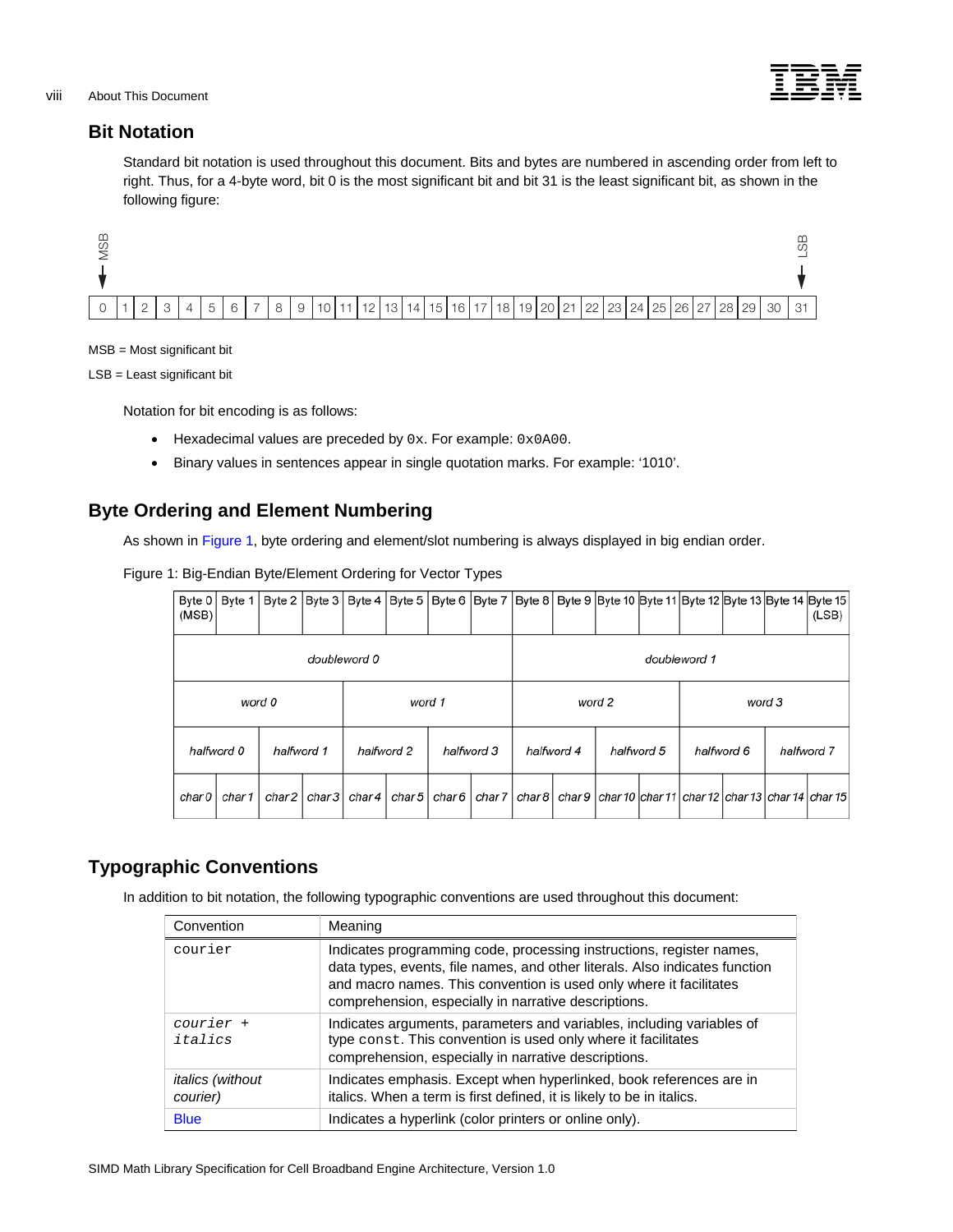## Bit Notation

Standard bit notation is used throughout this document. Bits and bytes are numbered in ascending order from left to right. Thus, for a 4-byte word, bit 0 is the most significant bit and bit 31 is the least significant bit, as shown in the following figure:

| 0 (MSB) | 1 | 2 | 3 | 4 | 5 | 6 | 7 | 8 | 9 | 10 | 11 | 12 | 13 | 14 | 15 | 16 | 17 | 18 | 19 | 20 | 21 | 22 | 23 | 24 | 25 | 26 | 27 | 28 | 29 | 30 | 31 (LSB) |
|---|---|---|---|---|---|---|---|---|---|---|---|---|---|---|---|---|---|---|---|---|---|---|---|---|---|---|---|---|---|---|---|

MSB = Most significant bit

LSB = Least significant bit

Notation for bit encoding is as follows:

- Hexadecimal values are preceded by `0x`. For example: `0x0A00`.
- Binary values in sentences appear in single quotation marks. For example: '1010'.

## Byte Ordering and Element Numbering

As shown in Figure 1, byte ordering and element/slot numbering is always displayed in big endian order.

Figure 1: Big-Endian Byte/Element Ordering for Vector Types

| Byte 0 (MSB) | Byte 1 | Byte 2 | Byte 3 | Byte 4 | Byte 5 | Byte 6 | Byte 7 | Byte 8 | Byte 9 | Byte 10 | Byte 11 | Byte 12 | Byte 13 | Byte 14 | Byte 15 (LSB) |
|---|---|---|---|---|---|---|---|---|---|---|---|---|---|---|---|
| *doubleword 0* | | | | | | | | *doubleword 1* | | | | | | | |
| *word 0* | | | | *word 1* | | | | *word 2* | | | | *word 3* | | | |
| *halfword 0* | | *halfword 1* | | *halfword 2* | | *halfword 3* | | *halfword 4* | | *halfword 5* | | *halfword 6* | | *halfword 7* | |
| *char 0* | *char 1* | *char 2* | *char 3* | *char 4* | *char 5* | *char 6* | *char 7* | *char 8* | *char 9* | *char 10* | *char 11* | *char 12* | *char 13* | *char 14* | *char 15* |

## Typographic Conventions

In addition to bit notation, the following typographic conventions are used throughout this document:

| Convention | Meaning |
|---|---|
| `courier` | Indicates programming code, processing instructions, register names, data types, events, file names, and other literals. Also indicates function and macro names. This convention is used only where it facilitates comprehension, especially in narrative descriptions. |
| *`courier + italics`* | Indicates arguments, parameters and variables, including variables of type `const`. This convention is used only where it facilitates comprehension, especially in narrative descriptions. |
| *italics (without courier)* | Indicates emphasis. Except when hyperlinked, book references are in italics. When a term is first defined, it is likely to be in italics. |
| Blue | Indicates a hyperlink (color printers or online only). |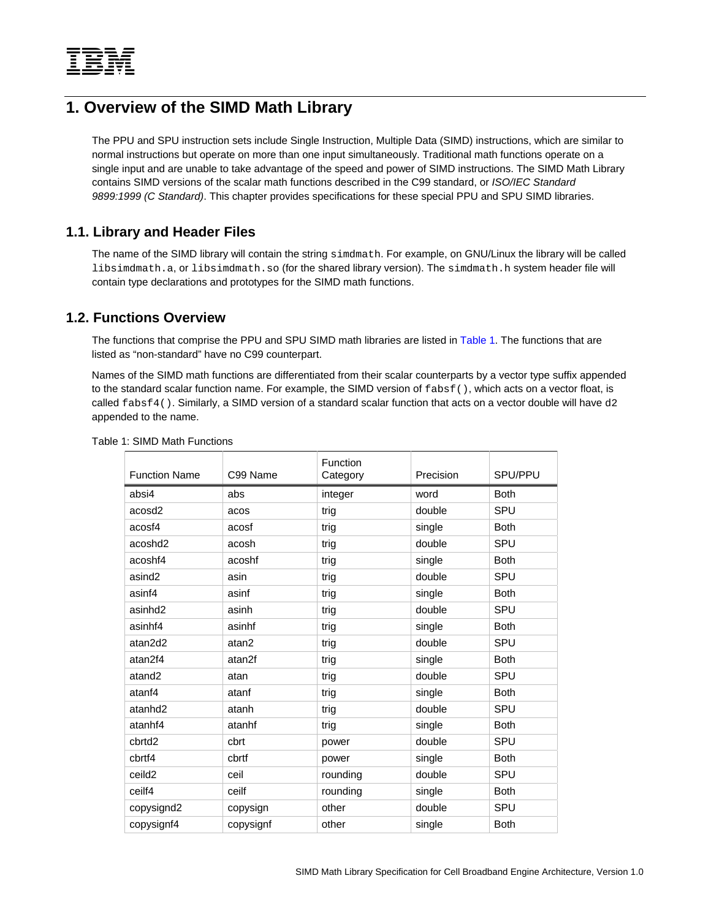# 1. Overview of the SIMD Math Library

The PPU and SPU instruction sets include Single Instruction, Multiple Data (SIMD) instructions, which are similar to normal instructions but operate on more than one input simultaneously. Traditional math functions operate on a single input and are unable to take advantage of the speed and power of SIMD instructions. The SIMD Math Library contains SIMD versions of the scalar math functions described in the C99 standard, or *ISO/IEC Standard 9899:1999 (C Standard)*. This chapter provides specifications for these special PPU and SPU SIMD libraries.

## 1.1. Library and Header Files

The name of the SIMD library will contain the string `simdmath`. For example, on GNU/Linux the library will be called `libsimdmath.a`, or `libsimdmath.so` (for the shared library version). The `simdmath.h` system header file will contain type declarations and prototypes for the SIMD math functions.

## 1.2. Functions Overview

The functions that comprise the PPU and SPU SIMD math libraries are listed in Table 1. The functions that are listed as "non-standard" have no C99 counterpart.

Names of the SIMD math functions are differentiated from their scalar counterparts by a vector type suffix appended to the standard scalar function name. For example, the SIMD version of `fabsf()`, which acts on a vector float, is called `fabsf4()`. Similarly, a SIMD version of a standard scalar function that acts on a vector double will have d2 appended to the name.

Table 1: SIMD Math Functions

| Function Name | C99 Name | Function Category | Precision | SPU/PPU |
|---|---|---|---|---|
| absi4 | abs | integer | word | Both |
| acosd2 | acos | trig | double | SPU |
| acosf4 | acosf | trig | single | Both |
| acoshd2 | acosh | trig | double | SPU |
| acoshf4 | acoshf | trig | single | Both |
| asind2 | asin | trig | double | SPU |
| asinf4 | asinf | trig | single | Both |
| asinhd2 | asinh | trig | double | SPU |
| asinhf4 | asinhf | trig | single | Both |
| atan2d2 | atan2 | trig | double | SPU |
| atan2f4 | atan2f | trig | single | Both |
| atand2 | atan | trig | double | SPU |
| atanf4 | atanf | trig | single | Both |
| atanhd2 | atanh | trig | double | SPU |
| atanhf4 | atanhf | trig | single | Both |
| cbrtd2 | cbrt | power | double | SPU |
| cbrtf4 | cbrtf | power | single | Both |
| ceild2 | ceil | rounding | double | SPU |
| ceilf4 | ceilf | rounding | single | Both |
| copysignd2 | copysign | other | double | SPU |
| copysignf4 | copysignf | other | single | Both |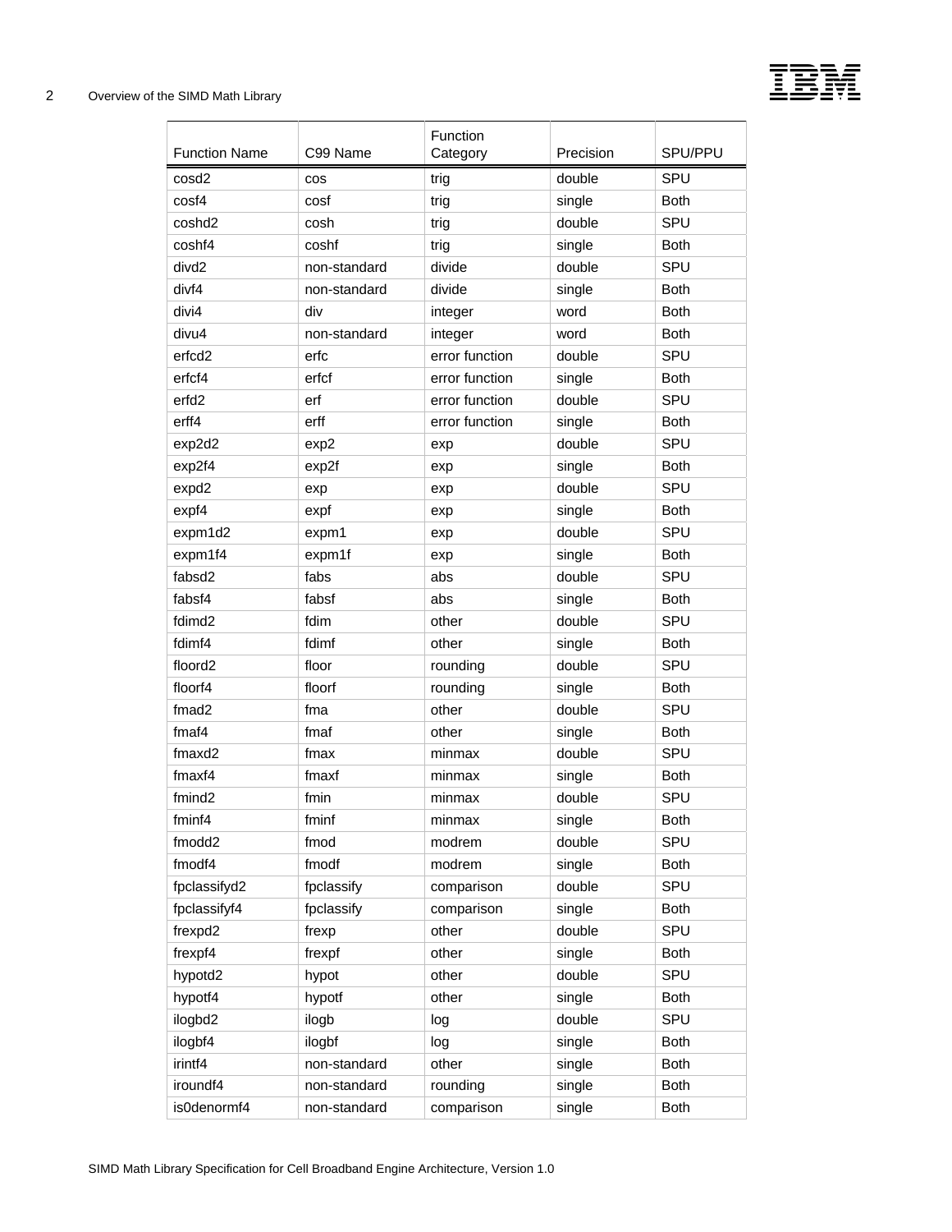| Function Name | C99 Name | Function Category | Precision | SPU/PPU |
|---|---|---|---|---|
| cosd2 | cos | trig | double | SPU |
| cosf4 | cosf | trig | single | Both |
| coshd2 | cosh | trig | double | SPU |
| coshf4 | coshf | trig | single | Both |
| divd2 | non-standard | divide | double | SPU |
| divf4 | non-standard | divide | single | Both |
| divi4 | div | integer | word | Both |
| divu4 | non-standard | integer | word | Both |
| erfcd2 | erfc | error function | double | SPU |
| erfcf4 | erfcf | error function | single | Both |
| erfd2 | erf | error function | double | SPU |
| erff4 | erff | error function | single | Both |
| exp2d2 | exp2 | exp | double | SPU |
| exp2f4 | exp2f | exp | single | Both |
| expd2 | exp | exp | double | SPU |
| expf4 | expf | exp | single | Both |
| expm1d2 | expm1 | exp | double | SPU |
| expm1f4 | expm1f | exp | single | Both |
| fabsd2 | fabs | abs | double | SPU |
| fabsf4 | fabsf | abs | single | Both |
| fdimd2 | fdim | other | double | SPU |
| fdimf4 | fdimf | other | single | Both |
| floord2 | floor | rounding | double | SPU |
| floorf4 | floorf | rounding | single | Both |
| fmad2 | fma | other | double | SPU |
| fmaf4 | fmaf | other | single | Both |
| fmaxd2 | fmax | minmax | double | SPU |
| fmaxf4 | fmaxf | minmax | single | Both |
| fmind2 | fmin | minmax | double | SPU |
| fminf4 | fminf | minmax | single | Both |
| fmodd2 | fmod | modrem | double | SPU |
| fmodf4 | fmodf | modrem | single | Both |
| fpclassifyd2 | fpclassify | comparison | double | SPU |
| fpclassifyf4 | fpclassify | comparison | single | Both |
| frexpd2 | frexp | other | double | SPU |
| frexpf4 | frexpf | other | single | Both |
| hypotd2 | hypot | other | double | SPU |
| hypotf4 | hypotf | other | single | Both |
| ilogbd2 | ilogb | log | double | SPU |
| ilogbf4 | ilogbf | log | single | Both |
| irintf4 | non-standard | other | single | Both |
| iroundf4 | non-standard | rounding | single | Both |
| is0denormf4 | non-standard | comparison | single | Both |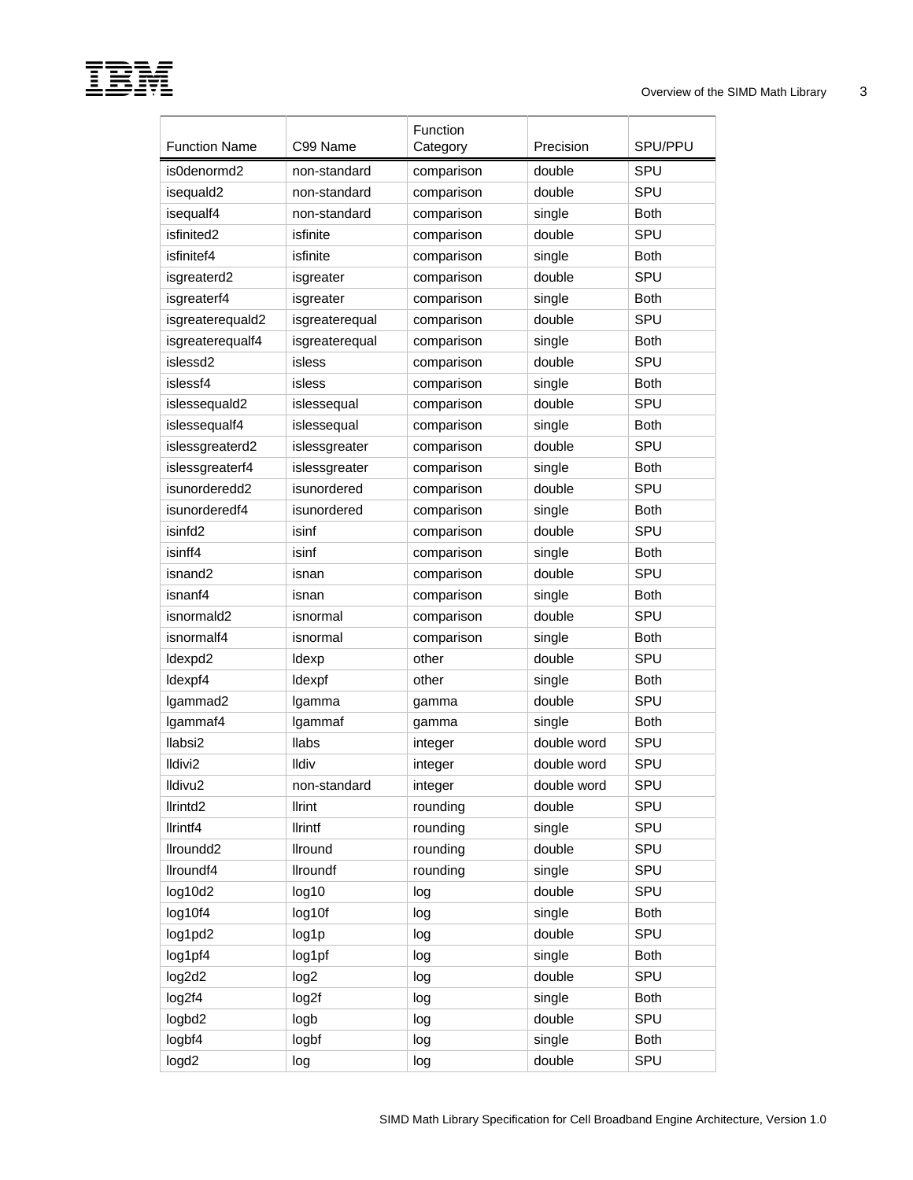| Function Name | C99 Name | Function Category | Precision | SPU/PPU |
|---|---|---|---|---|
| is0denormd2 | non-standard | comparison | double | SPU |
| isequald2 | non-standard | comparison | double | SPU |
| isequalf4 | non-standard | comparison | single | Both |
| isfinited2 | isfinite | comparison | double | SPU |
| isfinitef4 | isfinite | comparison | single | Both |
| isgreaterd2 | isgreater | comparison | double | SPU |
| isgreaterf4 | isgreater | comparison | single | Both |
| isgreaterequald2 | isgreaterequal | comparison | double | SPU |
| isgreaterequalf4 | isgreaterequal | comparison | single | Both |
| islessd2 | isless | comparison | double | SPU |
| islessf4 | isless | comparison | single | Both |
| islessequald2 | islessequal | comparison | double | SPU |
| islessequalf4 | islessequal | comparison | single | Both |
| islessgreaterd2 | islessgreater | comparison | double | SPU |
| islessgreaterf4 | islessgreater | comparison | single | Both |
| isunorderedd2 | isunordered | comparison | double | SPU |
| isunorderedf4 | isunordered | comparison | single | Both |
| isinfd2 | isinf | comparison | double | SPU |
| isinff4 | isinf | comparison | single | Both |
| isnand2 | isnan | comparison | double | SPU |
| isnanf4 | isnan | comparison | single | Both |
| isnormald2 | isnormal | comparison | double | SPU |
| isnormalf4 | isnormal | comparison | single | Both |
| ldexpd2 | ldexp | other | double | SPU |
| ldexpf4 | ldexpf | other | single | Both |
| lgammad2 | lgamma | gamma | double | SPU |
| lgammaf4 | lgammaf | gamma | single | Both |
| llabsi2 | llabs | integer | double word | SPU |
| lldivi2 | lldiv | integer | double word | SPU |
| lldivu2 | non-standard | integer | double word | SPU |
| llrintd2 | llrint | rounding | double | SPU |
| llrintf4 | llrintf | rounding | single | SPU |
| llroundd2 | llround | rounding | double | SPU |
| llroundf4 | llroundf | rounding | single | SPU |
| log10d2 | log10 | log | double | SPU |
| log10f4 | log10f | log | single | Both |
| log1pd2 | log1p | log | double | SPU |
| log1pf4 | log1pf | log | single | Both |
| log2d2 | log2 | log | double | SPU |
| log2f4 | log2f | log | single | Both |
| logbd2 | logb | log | double | SPU |
| logbf4 | logbf | log | single | Both |
| logd2 | log | log | double | SPU |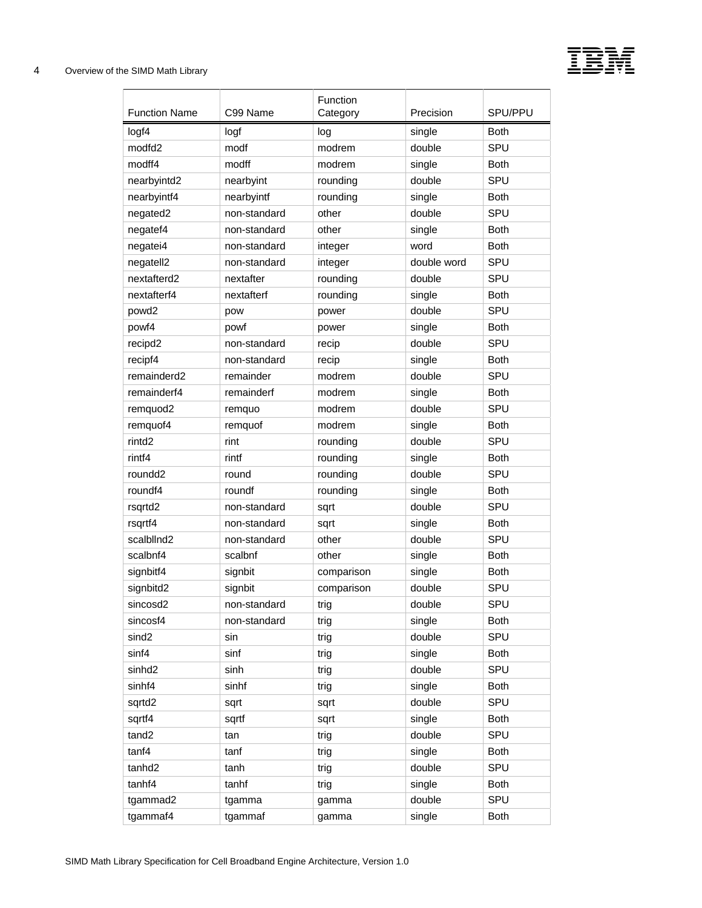| Function Name | C99 Name | Function Category | Precision | SPU/PPU |
|---|---|---|---|---|
| logf4 | logf | log | single | Both |
| modfd2 | modf | modrem | double | SPU |
| modff4 | modff | modrem | single | Both |
| nearbyintd2 | nearbyint | rounding | double | SPU |
| nearbyintf4 | nearbyintf | rounding | single | Both |
| negated2 | non-standard | other | double | SPU |
| negatef4 | non-standard | other | single | Both |
| negatei4 | non-standard | integer | word | Both |
| negatell2 | non-standard | integer | double word | SPU |
| nextafterd2 | nextafter | rounding | double | SPU |
| nextafterf4 | nextafterf | rounding | single | Both |
| powd2 | pow | power | double | SPU |
| powf4 | powf | power | single | Both |
| recipd2 | non-standard | recip | double | SPU |
| recipf4 | non-standard | recip | single | Both |
| remainderd2 | remainder | modrem | double | SPU |
| remainderf4 | remainderf | modrem | single | Both |
| remquod2 | remquo | modrem | double | SPU |
| remquof4 | remquof | modrem | single | Both |
| rintd2 | rint | rounding | double | SPU |
| rintf4 | rintf | rounding | single | Both |
| roundd2 | round | rounding | double | SPU |
| roundf4 | roundf | rounding | single | Both |
| rsqrtd2 | non-standard | sqrt | double | SPU |
| rsqrtf4 | non-standard | sqrt | single | Both |
| scalbllnd2 | non-standard | other | double | SPU |
| scalbnf4 | scalbnf | other | single | Both |
| signbitf4 | signbit | comparison | single | Both |
| signbitd2 | signbit | comparison | double | SPU |
| sincosd2 | non-standard | trig | double | SPU |
| sincosf4 | non-standard | trig | single | Both |
| sind2 | sin | trig | double | SPU |
| sinf4 | sinf | trig | single | Both |
| sinhd2 | sinh | trig | double | SPU |
| sinhf4 | sinhf | trig | single | Both |
| sqrtd2 | sqrt | sqrt | double | SPU |
| sqrtf4 | sqrtf | sqrt | single | Both |
| tand2 | tan | trig | double | SPU |
| tanf4 | tanf | trig | single | Both |
| tanhd2 | tanh | trig | double | SPU |
| tanhf4 | tanhf | trig | single | Both |
| tgammad2 | tgamma | gamma | double | SPU |
| tgammaf4 | tgammaf | gamma | single | Both |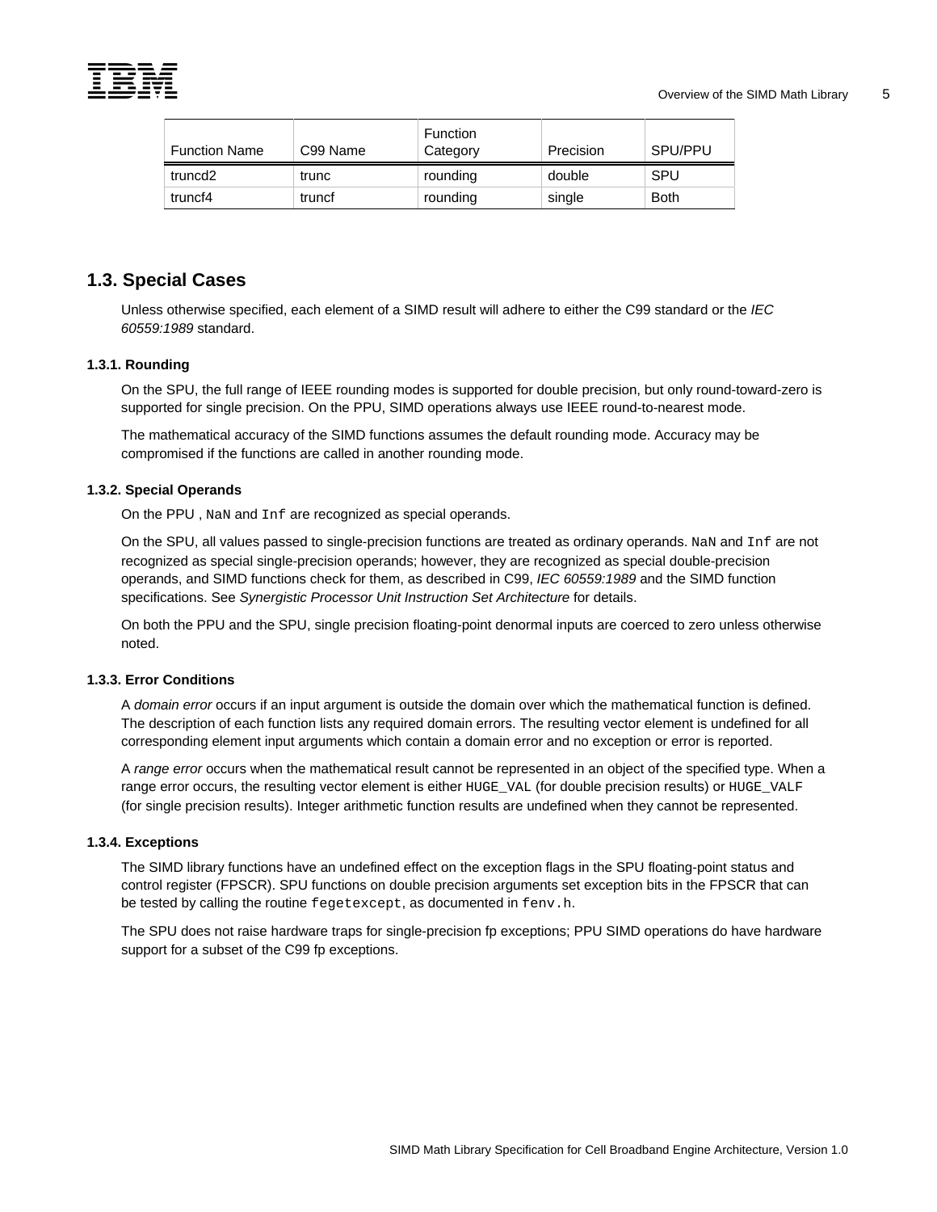| Function Name | C99 Name | Function Category | Precision | SPU/PPU |
|---|---|---|---|---|
| truncd2 | trunc | rounding | double | SPU |
| truncf4 | truncf | rounding | single | Both |

## 1.3. Special Cases

Unless otherwise specified, each element of a SIMD result will adhere to either the C99 standard or the *IEC 60559:1989* standard.

### 1.3.1. Rounding

On the SPU, the full range of IEEE rounding modes is supported for double precision, but only round-toward-zero is supported for single precision. On the PPU, SIMD operations always use IEEE round-to-nearest mode.

The mathematical accuracy of the SIMD functions assumes the default rounding mode. Accuracy may be compromised if the functions are called in another rounding mode.

### 1.3.2. Special Operands

On the PPU , `NaN` and `Inf` are recognized as special operands.

On the SPU, all values passed to single-precision functions are treated as ordinary operands. `NaN` and `Inf` are not recognized as special single-precision operands; however, they are recognized as special double-precision operands, and SIMD functions check for them, as described in C99, *IEC 60559:1989* and the SIMD function specifications. See *Synergistic Processor Unit Instruction Set Architecture* for details.

On both the PPU and the SPU, single precision floating-point denormal inputs are coerced to zero unless otherwise noted.

### 1.3.3. Error Conditions

A *domain error* occurs if an input argument is outside the domain over which the mathematical function is defined. The description of each function lists any required domain errors. The resulting vector element is undefined for all corresponding element input arguments which contain a domain error and no exception or error is reported.

A *range error* occurs when the mathematical result cannot be represented in an object of the specified type. When a range error occurs, the resulting vector element is either `HUGE_VAL` (for double precision results) or `HUGE_VALF` (for single precision results). Integer arithmetic function results are undefined when they cannot be represented.

### 1.3.4. Exceptions

The SIMD library functions have an undefined effect on the exception flags in the SPU floating-point status and control register (FPSCR). SPU functions on double precision arguments set exception bits in the FPSCR that can be tested by calling the routine `fegetexcept`, as documented in `fenv.h`.

The SPU does not raise hardware traps for single-precision fp exceptions; PPU SIMD operations do have hardware support for a subset of the C99 fp exceptions.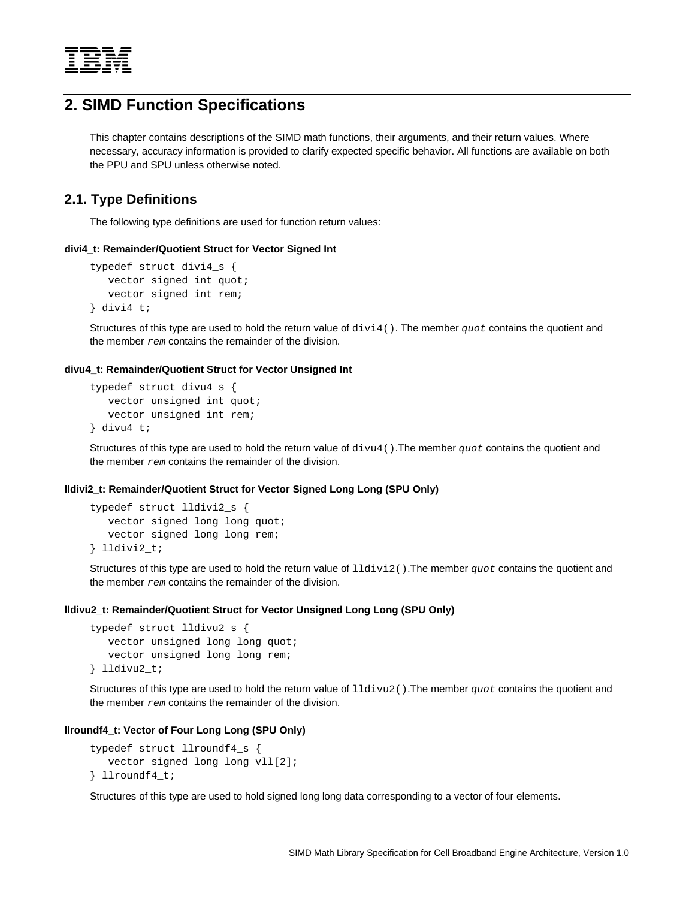# 2. SIMD Function Specifications

This chapter contains descriptions of the SIMD math functions, their arguments, and their return values. Where necessary, accuracy information is provided to clarify expected specific behavior. All functions are available on both the PPU and SPU unless otherwise noted.

## 2.1. Type Definitions

The following type definitions are used for function return values:

#### divi4_t: Remainder/Quotient Struct for Vector Signed Int

```
typedef struct divi4_s {
   vector signed int quot;
   vector signed int rem;
} divi4_t;
```

Structures of this type are used to hold the return value of `divi4()`. The member *quot* contains the quotient and the member *rem* contains the remainder of the division.

#### divu4_t: Remainder/Quotient Struct for Vector Unsigned Int

```
typedef struct divu4_s {
   vector unsigned int quot;
   vector unsigned int rem;
} divu4_t;
```

Structures of this type are used to hold the return value of `divu4()`.The member *quot* contains the quotient and the member *rem* contains the remainder of the division.

#### lldivi2_t: Remainder/Quotient Struct for Vector Signed Long Long (SPU Only)

```
typedef struct lldivi2_s {
   vector signed long long quot;
   vector signed long long rem;
} lldivi2_t;
```

Structures of this type are used to hold the return value of `lldivi2()`.The member *quot* contains the quotient and the member *rem* contains the remainder of the division.

#### lldivu2_t: Remainder/Quotient Struct for Vector Unsigned Long Long (SPU Only)

```
typedef struct lldivu2_s {
   vector unsigned long long quot;
   vector unsigned long long rem;
} lldivu2_t;
```

Structures of this type are used to hold the return value of `lldivu2()`.The member *quot* contains the quotient and the member *rem* contains the remainder of the division.

#### llroundf4_t: Vector of Four Long Long (SPU Only)

```
typedef struct llroundf4_s {
   vector signed long long vll[2];
} llroundf4_t;
```

Structures of this type are used to hold signed long long data corresponding to a vector of four elements.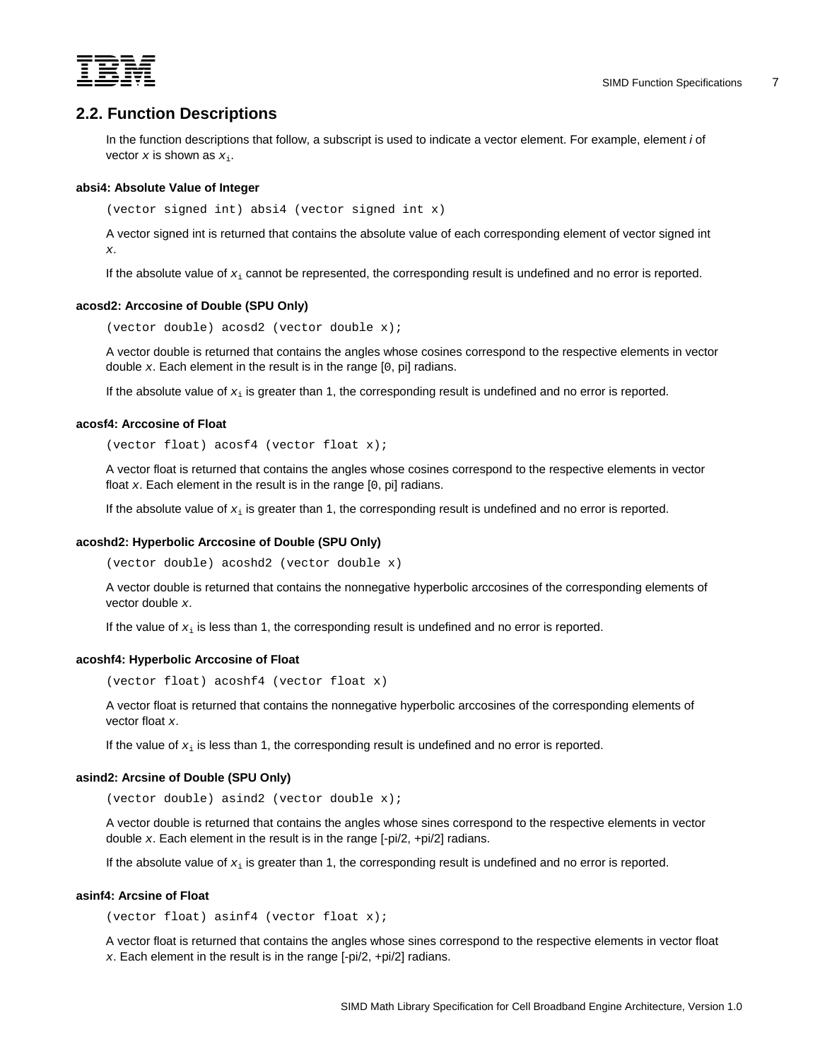## 2.2. Function Descriptions

In the function descriptions that follow, a subscript is used to indicate a vector element. For example, element *i* of vector *x* is shown as $x_i$.

#### absi4: Absolute Value of Integer

```
(vector signed int) absi4 (vector signed int x)
```

A vector signed int is returned that contains the absolute value of each corresponding element of vector signed int *x*.

If the absolute value of $x_i$ cannot be represented, the corresponding result is undefined and no error is reported.

#### acosd2: Arccosine of Double (SPU Only)

```
(vector double) acosd2 (vector double x);
```

A vector double is returned that contains the angles whose cosines correspond to the respective elements in vector double *x*. Each element in the result is in the range [0, pi] radians.

If the absolute value of $x_i$ is greater than 1, the corresponding result is undefined and no error is reported.

#### acosf4: Arccosine of Float

```
(vector float) acosf4 (vector float x);
```

A vector float is returned that contains the angles whose cosines correspond to the respective elements in vector float *x*. Each element in the result is in the range [0, pi] radians.

If the absolute value of $x_i$ is greater than 1, the corresponding result is undefined and no error is reported.

#### acoshd2: Hyperbolic Arccosine of Double (SPU Only)

```
(vector double) acoshd2 (vector double x)
```

A vector double is returned that contains the nonnegative hyperbolic arccosines of the corresponding elements of vector double *x*.

If the value of $x_i$ is less than 1, the corresponding result is undefined and no error is reported.

#### acoshf4: Hyperbolic Arccosine of Float

```
(vector float) acoshf4 (vector float x)
```

A vector float is returned that contains the nonnegative hyperbolic arccosines of the corresponding elements of vector float *x*.

If the value of $x_i$ is less than 1, the corresponding result is undefined and no error is reported.

#### asind2: Arcsine of Double (SPU Only)

```
(vector double) asind2 (vector double x);
```

A vector double is returned that contains the angles whose sines correspond to the respective elements in vector double *x*. Each element in the result is in the range [-pi/2, +pi/2] radians.

If the absolute value of $x_i$ is greater than 1, the corresponding result is undefined and no error is reported.

#### asinf4: Arcsine of Float

```
(vector float) asinf4 (vector float x);
```

A vector float is returned that contains the angles whose sines correspond to the respective elements in vector float *x*. Each element in the result is in the range [-pi/2, +pi/2] radians.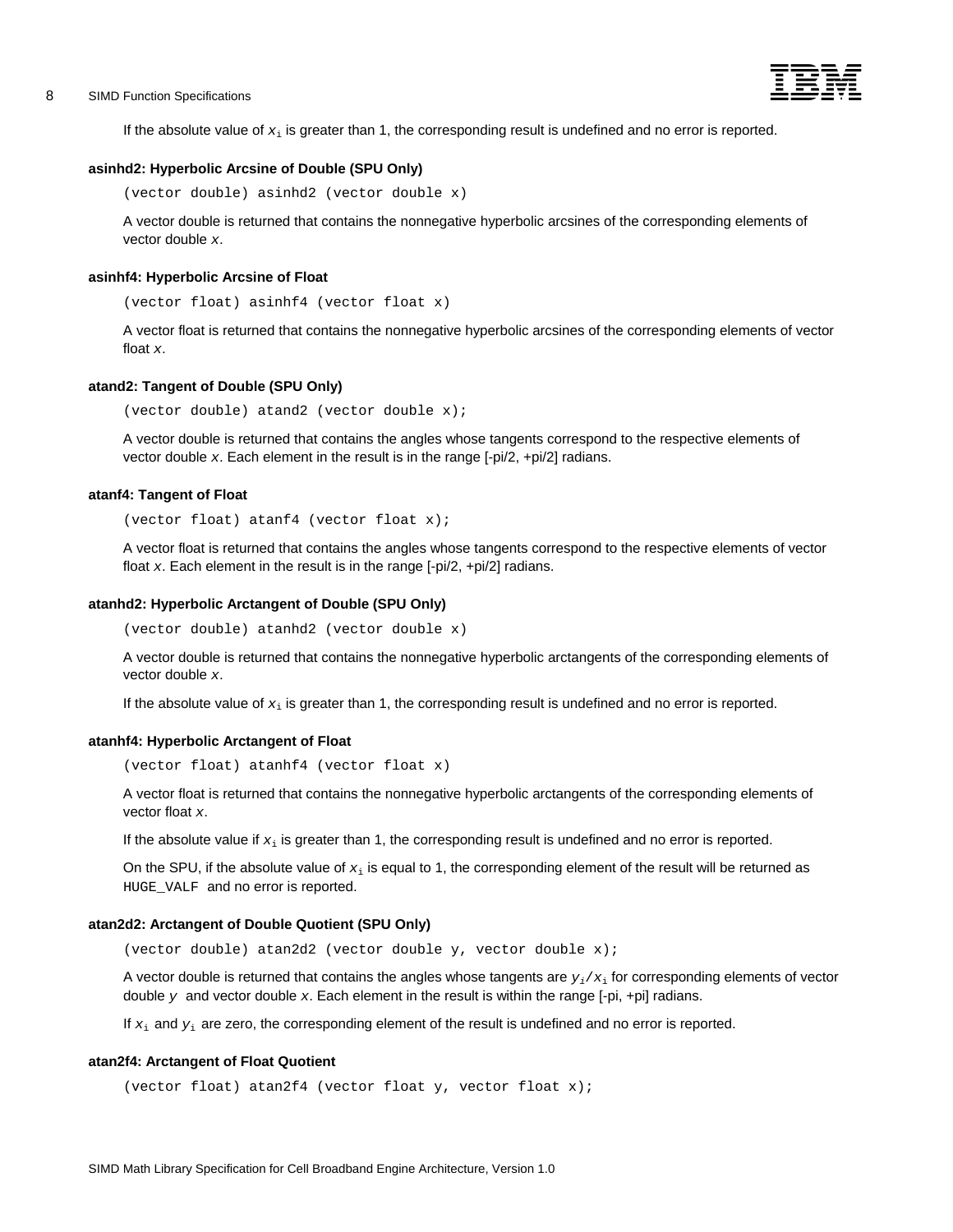If the absolute value of $x_i$ is greater than 1, the corresponding result is undefined and no error is reported.

#### asinhd2: Hyperbolic Arcsine of Double (SPU Only)

```
(vector double) asinhd2 (vector double x)
```

A vector double is returned that contains the nonnegative hyperbolic arcsines of the corresponding elements of vector double *x*.

#### asinhf4: Hyperbolic Arcsine of Float

```
(vector float) asinhf4 (vector float x)
```

A vector float is returned that contains the nonnegative hyperbolic arcsines of the corresponding elements of vector float *x*.

#### atand2: Tangent of Double (SPU Only)

```
(vector double) atand2 (vector double x);
```

A vector double is returned that contains the angles whose tangents correspond to the respective elements of vector double *x*. Each element in the result is in the range [-pi/2, +pi/2] radians.

#### atanf4: Tangent of Float

```
(vector float) atanf4 (vector float x);
```

A vector float is returned that contains the angles whose tangents correspond to the respective elements of vector float *x*. Each element in the result is in the range [-pi/2, +pi/2] radians.

#### atanhd2: Hyperbolic Arctangent of Double (SPU Only)

```
(vector double) atanhd2 (vector double x)
```

A vector double is returned that contains the nonnegative hyperbolic arctangents of the corresponding elements of vector double *x*.

If the absolute value of $x_i$ is greater than 1, the corresponding result is undefined and no error is reported.

#### atanhf4: Hyperbolic Arctangent of Float

```
(vector float) atanhf4 (vector float x)
```

A vector float is returned that contains the nonnegative hyperbolic arctangents of the corresponding elements of vector float *x*.

If the absolute value if $x_i$ is greater than 1, the corresponding result is undefined and no error is reported.

On the SPU, if the absolute value of $x_i$ is equal to 1, the corresponding element of the result will be returned as `HUGE_VALF` and no error is reported.

#### atan2d2: Arctangent of Double Quotient (SPU Only)

```
(vector double) atan2d2 (vector double y, vector double x);
```

A vector double is returned that contains the angles whose tangents are $y_i/x_i$ for corresponding elements of vector double *y* and vector double *x*. Each element in the result is within the range [-pi, +pi] radians.

If $x_i$ and $y_i$ are zero, the corresponding element of the result is undefined and no error is reported.

#### atan2f4: Arctangent of Float Quotient

```
(vector float) atan2f4 (vector float y, vector float x);
```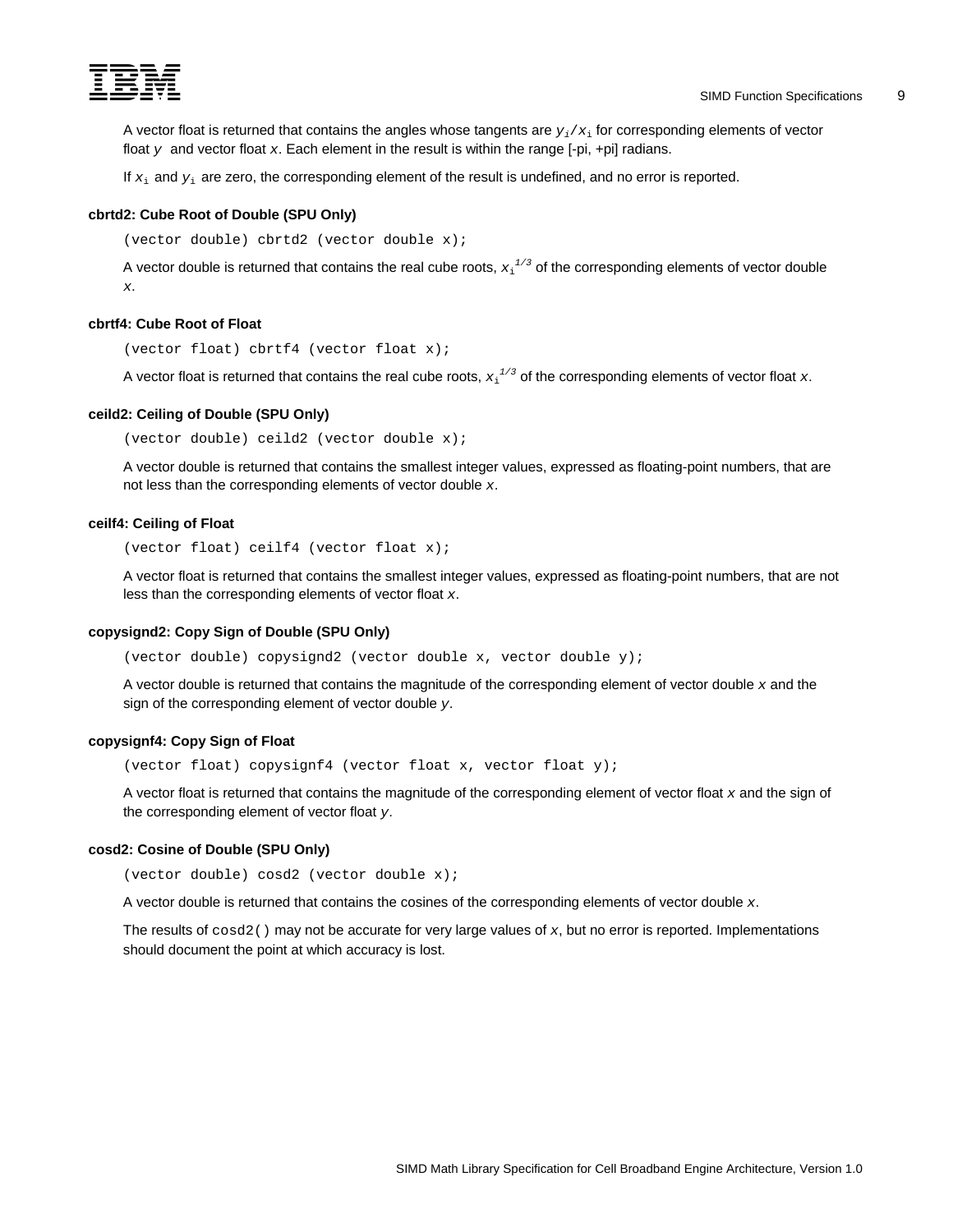A vector float is returned that contains the angles whose tangents are $y_i/x_i$ for corresponding elements of vector float *y* and vector float *x*. Each element in the result is within the range [-pi, +pi] radians.

If $x_i$ and $y_i$ are zero, the corresponding element of the result is undefined, and no error is reported.

### cbrtd2: Cube Root of Double (SPU Only)

```
(vector double) cbrtd2 (vector double x);
```

A vector double is returned that contains the real cube roots, $x_i^{1/3}$ of the corresponding elements of vector double *x*.

### cbrtf4: Cube Root of Float

```
(vector float) cbrtf4 (vector float x);
```

A vector float is returned that contains the real cube roots, $x_i^{1/3}$ of the corresponding elements of vector float *x*.

### ceild2: Ceiling of Double (SPU Only)

```
(vector double) ceild2 (vector double x);
```

A vector double is returned that contains the smallest integer values, expressed as floating-point numbers, that are not less than the corresponding elements of vector double *x*.

### ceilf4: Ceiling of Float

```
(vector float) ceilf4 (vector float x);
```

A vector float is returned that contains the smallest integer values, expressed as floating-point numbers, that are not less than the corresponding elements of vector float *x*.

### copysignd2: Copy Sign of Double (SPU Only)

```
(vector double) copysignd2 (vector double x, vector double y);
```

A vector double is returned that contains the magnitude of the corresponding element of vector double *x* and the sign of the corresponding element of vector double *y*.

### copysignf4: Copy Sign of Float

```
(vector float) copysignf4 (vector float x, vector float y);
```

A vector float is returned that contains the magnitude of the corresponding element of vector float *x* and the sign of the corresponding element of vector float *y*.

### cosd2: Cosine of Double (SPU Only)

```
(vector double) cosd2 (vector double x);
```

A vector double is returned that contains the cosines of the corresponding elements of vector double *x*.

The results of `cosd2()` may not be accurate for very large values of *x*, but no error is reported. Implementations should document the point at which accuracy is lost.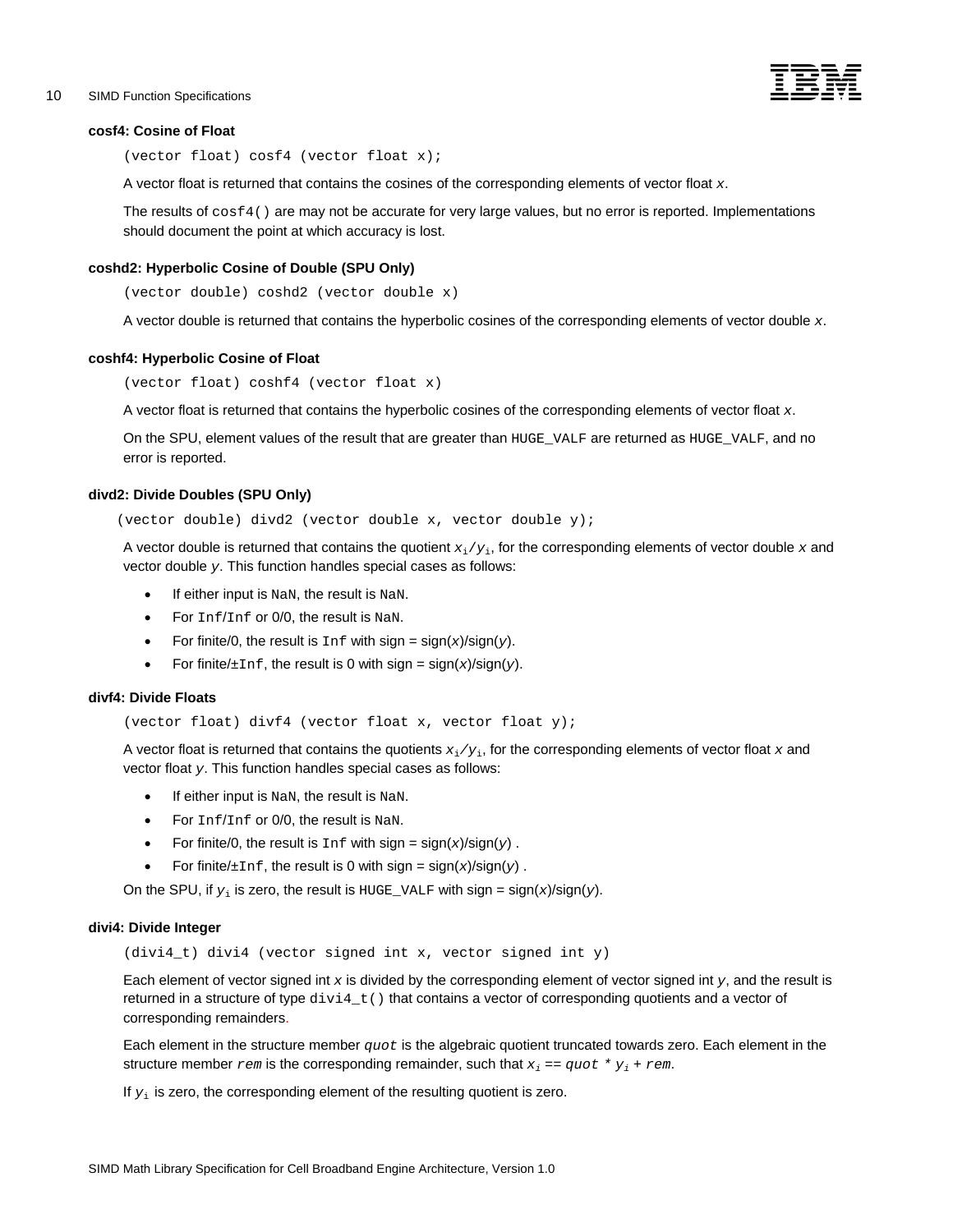### cosf4: Cosine of Float

```
(vector float) cosf4 (vector float x);
```

A vector float is returned that contains the cosines of the corresponding elements of vector float *x*.

The results of `cosf4()` are may not be accurate for very large values, but no error is reported. Implementations should document the point at which accuracy is lost.

### coshd2: Hyperbolic Cosine of Double (SPU Only)

```
(vector double) coshd2 (vector double x)
```

A vector double is returned that contains the hyperbolic cosines of the corresponding elements of vector double *x*.

### coshf4: Hyperbolic Cosine of Float

```
(vector float) coshf4 (vector float x)
```

A vector float is returned that contains the hyperbolic cosines of the corresponding elements of vector float *x*.

On the SPU, element values of the result that are greater than `HUGE_VALF` are returned as `HUGE_VALF`, and no error is reported.

### divd2: Divide Doubles (SPU Only)

```
(vector double) divd2 (vector double x, vector double y);
```

A vector double is returned that contains the quotient $x_i/y_i$, for the corresponding elements of vector double *x* and vector double *y*. This function handles special cases as follows:

- If either input is `NaN`, the result is `NaN`.
- For `Inf`/`Inf` or 0/0, the result is `NaN`.
- For finite/0, the result is `Inf` with sign = sign(*x*)/sign(*y*).
- For finite/±`Inf`, the result is 0 with sign = sign(*x*)/sign(*y*).

### divf4: Divide Floats

```
(vector float) divf4 (vector float x, vector float y);
```

A vector float is returned that contains the quotients $x_i/y_i$, for the corresponding elements of vector float *x* and vector float *y*. This function handles special cases as follows:

- If either input is `NaN`, the result is `NaN`.
- For `Inf`/`Inf` or 0/0, the result is `NaN`.
- For finite/0, the result is `Inf` with sign = sign(*x*)/sign(*y*) .
- For finite/±`Inf`, the result is 0 with sign = sign(*x*)/sign(*y*) .

On the SPU, if $y_i$ is zero, the result is `HUGE_VALF` with sign = sign(*x*)/sign(*y*).

### divi4: Divide Integer

```
(divi4_t) divi4 (vector signed int x, vector signed int y)
```

Each element of vector signed int *x* is divided by the corresponding element of vector signed int *y*, and the result is returned in a structure of type `divi4_t()` that contains a vector of corresponding quotients and a vector of corresponding remainders.

Each element in the structure member *quot* is the algebraic quotient truncated towards zero. Each element in the structure member *rem* is the corresponding remainder, such that $x_i == quot * y_i + rem$.

If $y_i$ is zero, the corresponding element of the resulting quotient is zero.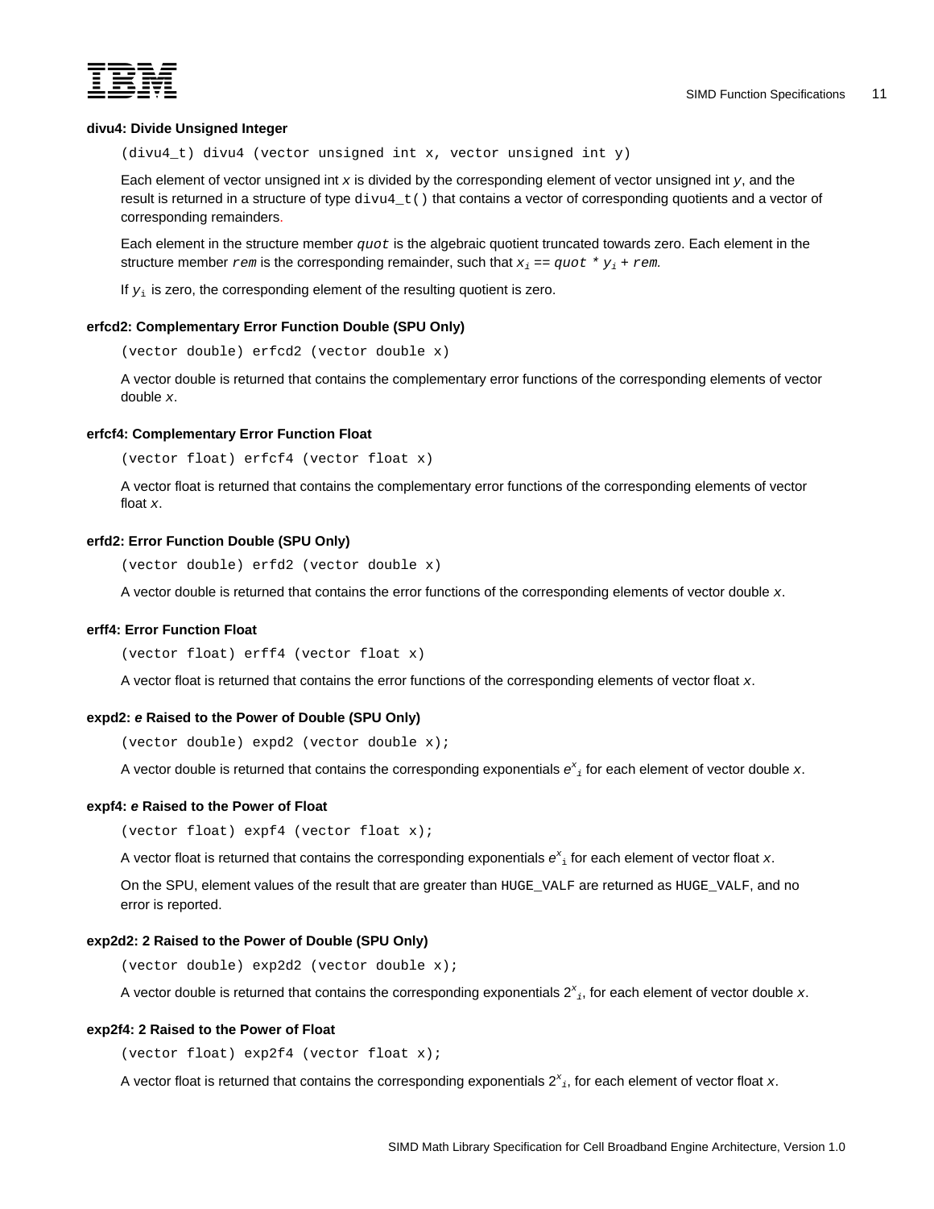### divu4: Divide Unsigned Integer

```
(divu4_t) divu4 (vector unsigned int x, vector unsigned int y)
```

Each element of vector unsigned int *x* is divided by the corresponding element of vector unsigned int *y*, and the result is returned in a structure of type `divu4_t()` that contains a vector of corresponding quotients and a vector of corresponding remainders.

Each element in the structure member *quot* is the algebraic quotient truncated towards zero. Each element in the structure member *rem* is the corresponding remainder, such that $x_i$ == *quot* * $y_i$ + *rem*.

If $y_i$ is zero, the corresponding element of the resulting quotient is zero.

### erfcd2: Complementary Error Function Double (SPU Only)

```
(vector double) erfcd2 (vector double x)
```

A vector double is returned that contains the complementary error functions of the corresponding elements of vector double *x*.

### erfcf4: Complementary Error Function Float

```
(vector float) erfcf4 (vector float x)
```

A vector float is returned that contains the complementary error functions of the corresponding elements of vector float *x*.

### erfd2: Error Function Double (SPU Only)

```
(vector double) erfd2 (vector double x)
```

A vector double is returned that contains the error functions of the corresponding elements of vector double *x*.

### erff4: Error Function Float

```
(vector float) erff4 (vector float x)
```

A vector float is returned that contains the error functions of the corresponding elements of vector float *x*.

### expd2: *e* Raised to the Power of Double (SPU Only)

```
(vector double) expd2 (vector double x);
```

A vector double is returned that contains the corresponding exponentials $e^{x_i}$ for each element of vector double *x*.

### expf4: *e* Raised to the Power of Float

```
(vector float) expf4 (vector float x);
```

A vector float is returned that contains the corresponding exponentials $e^{x_i}$ for each element of vector float *x*.

On the SPU, element values of the result that are greater than `HUGE_VALF` are returned as `HUGE_VALF`, and no error is reported.

### exp2d2: 2 Raised to the Power of Double (SPU Only)

```
(vector double) exp2d2 (vector double x);
```

A vector double is returned that contains the corresponding exponentials $2^{x_i}$, for each element of vector double *x*.

### exp2f4: 2 Raised to the Power of Float

```
(vector float) exp2f4 (vector float x);
```

A vector float is returned that contains the corresponding exponentials $2^{x_i}$, for each element of vector float *x*.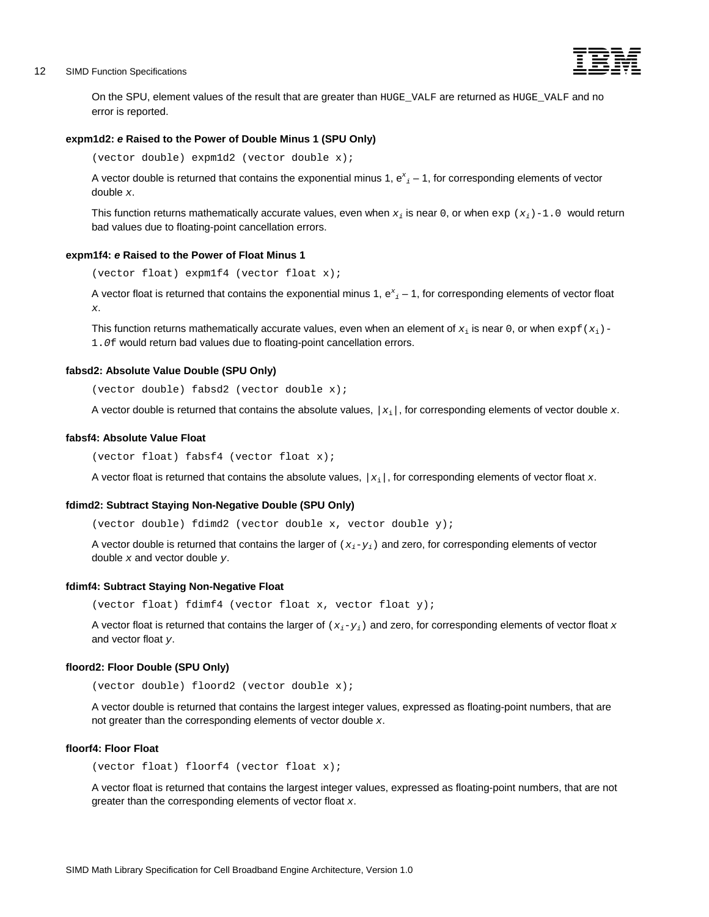On the SPU, element values of the result that are greater than `HUGE_VALF` are returned as `HUGE_VALF` and no error is reported.

#### expm1d2: *e* Raised to the Power of Double Minus 1 (SPU Only)

```
(vector double) expm1d2 (vector double x);
```

A vector double is returned that contains the exponential minus 1, $e^{x_i} - 1$, for corresponding elements of vector double *x*.

This function returns mathematically accurate values, even when $x_i$ is near `0`, or when `exp` $(x_i)$`-1.0` would return bad values due to floating-point cancellation errors.

#### expm1f4: *e* Raised to the Power of Float Minus 1

```
(vector float) expm1f4 (vector float x);
```

A vector float is returned that contains the exponential minus 1, $e^{x_i} - 1$, for corresponding elements of vector float *x*.

This function returns mathematically accurate values, even when an element of $x_i$ is near `0`, or when `expf(`$x_i$`)-1.0f` would return bad values due to floating-point cancellation errors.

#### fabsd2: Absolute Value Double (SPU Only)

```
(vector double) fabsd2 (vector double x);
```

A vector double is returned that contains the absolute values, $|x_i|$, for corresponding elements of vector double *x*.

#### fabsf4: Absolute Value Float

```
(vector float) fabsf4 (vector float x);
```

A vector float is returned that contains the absolute values, $|x_i|$, for corresponding elements of vector float *x*.

#### fdimd2: Subtract Staying Non-Negative Double (SPU Only)

```
(vector double) fdimd2 (vector double x, vector double y);
```

A vector double is returned that contains the larger of $(x_i - y_i)$ and zero, for corresponding elements of vector double *x* and vector double *y*.

#### fdimf4: Subtract Staying Non-Negative Float

```
(vector float) fdimf4 (vector float x, vector float y);
```

A vector float is returned that contains the larger of $(x_i - y_i)$ and zero, for corresponding elements of vector float *x* and vector float *y*.

#### floord2: Floor Double (SPU Only)

```
(vector double) floord2 (vector double x);
```

A vector double is returned that contains the largest integer values, expressed as floating-point numbers, that are not greater than the corresponding elements of vector double *x*.

#### floorf4: Floor Float

```
(vector float) floorf4 (vector float x);
```

A vector float is returned that contains the largest integer values, expressed as floating-point numbers, that are not greater than the corresponding elements of vector float *x*.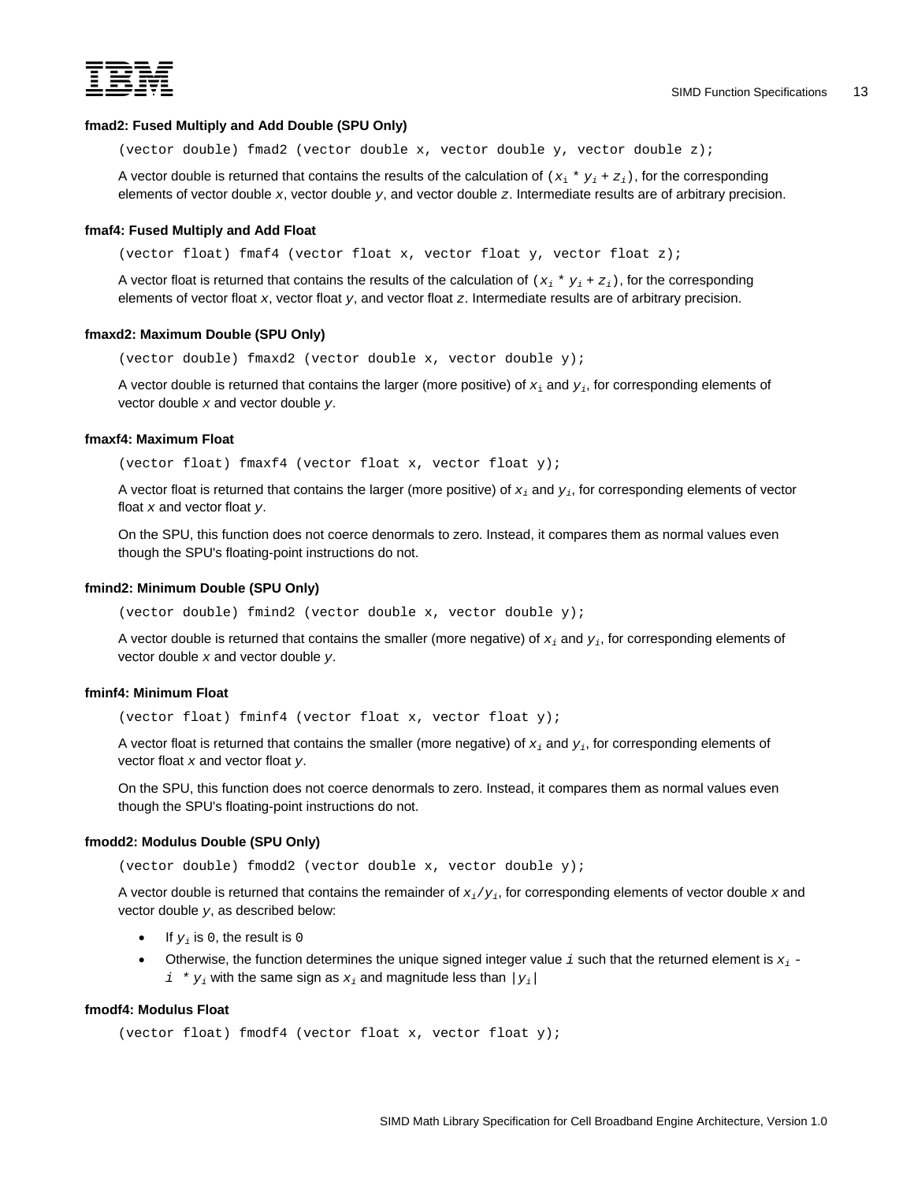#### fmad2: Fused Multiply and Add Double (SPU Only)

```
(vector double) fmad2 (vector double x, vector double y, vector double z);
```

A vector double is returned that contains the results of the calculation of $(x_i * y_i + z_i)$, for the corresponding elements of vector double $x$, vector double $y$, and vector double $z$. Intermediate results are of arbitrary precision.

#### fmaf4: Fused Multiply and Add Float

```
(vector float) fmaf4 (vector float x, vector float y, vector float z);
```

A vector float is returned that contains the results of the calculation of $(x_i * y_i + z_i)$, for the corresponding elements of vector float $x$, vector float $y$, and vector float $z$. Intermediate results are of arbitrary precision.

#### fmaxd2: Maximum Double (SPU Only)

```
(vector double) fmaxd2 (vector double x, vector double y);
```

A vector double is returned that contains the larger (more positive) of $x_i$ and $y_i$, for corresponding elements of vector double $x$ and vector double $y$.

#### fmaxf4: Maximum Float

```
(vector float) fmaxf4 (vector float x, vector float y);
```

A vector float is returned that contains the larger (more positive) of $x_i$ and $y_i$, for corresponding elements of vector float $x$ and vector float $y$.

On the SPU, this function does not coerce denormals to zero. Instead, it compares them as normal values even though the SPU's floating-point instructions do not.

#### fmind2: Minimum Double (SPU Only)

```
(vector double) fmind2 (vector double x, vector double y);
```

A vector double is returned that contains the smaller (more negative) of $x_i$ and $y_i$, for corresponding elements of vector double $x$ and vector double $y$.

#### fminf4: Minimum Float

```
(vector float) fminf4 (vector float x, vector float y);
```

A vector float is returned that contains the smaller (more negative) of $x_i$ and $y_i$, for corresponding elements of vector float $x$ and vector float $y$.

On the SPU, this function does not coerce denormals to zero. Instead, it compares them as normal values even though the SPU's floating-point instructions do not.

#### fmodd2: Modulus Double (SPU Only)

```
(vector double) fmodd2 (vector double x, vector double y);
```

A vector double is returned that contains the remainder of $x_i/y_i$, for corresponding elements of vector double $x$ and vector double $y$, as described below:

- If $y_i$ is 0, the result is 0
- Otherwise, the function determines the unique signed integer value $i$ such that the returned element is $x_i - i * y_i$ with the same sign as $x_i$ and magnitude less than $|y_i|$

#### fmodf4: Modulus Float

```
(vector float) fmodf4 (vector float x, vector float y);
```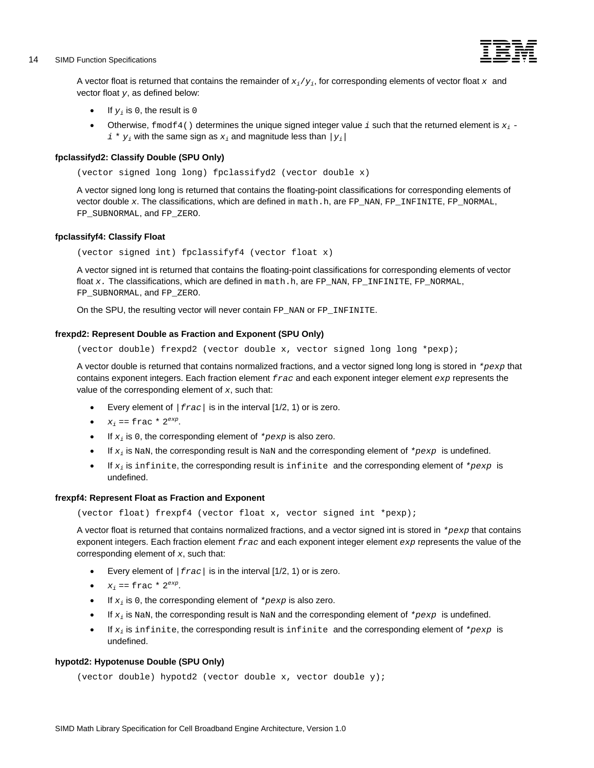A vector float is returned that contains the remainder of $x_i/y_i$, for corresponding elements of vector float $x$ and vector float $y$, as defined below:

- If $y_i$ is `0`, the result is `0`
- Otherwise, `fmodf4()` determines the unique signed integer value $i$ such that the returned element is $x_i - i * y_i$ with the same sign as $x_i$ and magnitude less than $|y_i|$

### fpclassifyd2: Classify Double (SPU Only)

```
(vector signed long long) fpclassifyd2 (vector double x)
```

A vector signed long long is returned that contains the floating-point classifications for corresponding elements of vector double *x*. The classifications, which are defined in `math.h`, are `FP_NAN`, `FP_INFINITE`, `FP_NORMAL`, `FP_SUBNORMAL`, and `FP_ZERO`.

### fpclassifyf4: Classify Float

```
(vector signed int) fpclassifyf4 (vector float x)
```

A vector signed int is returned that contains the floating-point classifications for corresponding elements of vector float *x.* The classifications, which are defined in `math.h`, are `FP_NAN`, `FP_INFINITE`, `FP_NORMAL`, `FP_SUBNORMAL`, and `FP_ZERO`.

On the SPU, the resulting vector will never contain `FP_NAN` or `FP_INFINITE`.

### frexpd2: Represent Double as Fraction and Exponent (SPU Only)

```
(vector double) frexpd2 (vector double x, vector signed long long *pexp);
```

A vector double is returned that contains normalized fractions, and a vector signed long long is stored in *`*pexp`* that contains exponent integers. Each fraction element *`frac`* and each exponent integer element *`exp`* represents the value of the corresponding element of *x*, such that:

- Every element of $|frac|$ is in the interval [1/2, 1) or is zero.
- $x_i == \mathrm{frac} * 2^{exp}$.
- If $x_i$ is `0`, the corresponding element of *`*pexp`* is also zero.
- If $x_i$ is `NaN`, the corresponding result is `NaN` and the corresponding element of *`*pexp`* is undefined.
- If $x_i$ is `infinite`, the corresponding result is `infinite` and the corresponding element of *`*pexp`* is undefined.

### frexpf4: Represent Float as Fraction and Exponent

```
(vector float) frexpf4 (vector float x, vector signed int *pexp);
```

A vector float is returned that contains normalized fractions, and a vector signed int is stored in *`*pexp`* that contains exponent integers. Each fraction element *`frac`* and each exponent integer element *`exp`* represents the value of the corresponding element of *x*, such that:

- Every element of $|frac|$ is in the interval [1/2, 1) or is zero.
- $x_i == \mathrm{frac} * 2^{exp}$.
- If $x_i$ is `0`, the corresponding element of *`*pexp`* is also zero.
- If $x_i$ is `NaN`, the corresponding result is `NaN` and the corresponding element of *`*pexp`* is undefined.
- If $x_i$ is `infinite`, the corresponding result is `infinite` and the corresponding element of *`*pexp`* is undefined.

### hypotd2: Hypotenuse Double (SPU Only)

```
(vector double) hypotd2 (vector double x, vector double y);
```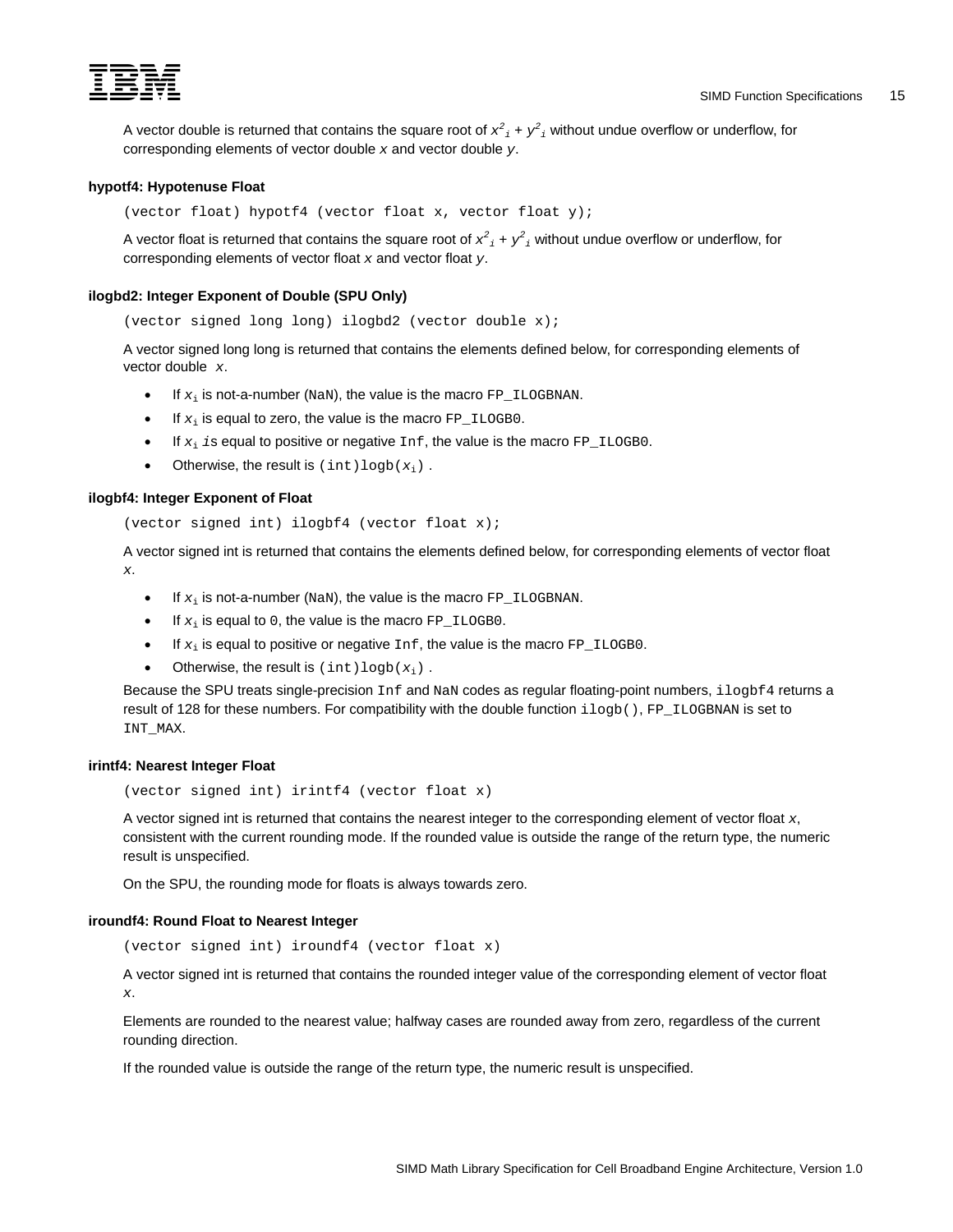A vector double is returned that contains the square root of $x^2_i + y^2_i$ without undue overflow or underflow, for corresponding elements of vector double *x* and vector double *y*.

**hypotf4: Hypotenuse Float**

```
(vector float) hypotf4 (vector float x, vector float y);
```

A vector float is returned that contains the square root of $x^2_i + y^2_i$ without undue overflow or underflow, for corresponding elements of vector float *x* and vector float *y*.

**ilogbd2: Integer Exponent of Double (SPU Only)**

```
(vector signed long long) ilogbd2 (vector double x);
```

A vector signed long long is returned that contains the elements defined below, for corresponding elements of vector double *x*.

- If $x_i$ is not-a-number (`NaN`), the value is the macro `FP_ILOGBNAN`.
- If $x_i$ is equal to zero, the value is the macro `FP_ILOGB0`.
- If $x_i$ *is* equal to positive or negative `Inf`, the value is the macro `FP_ILOGB0`.
- Otherwise, the result is `(int)logb(`$x_i$`)` .

**ilogbf4: Integer Exponent of Float**

```
(vector signed int) ilogbf4 (vector float x);
```

A vector signed int is returned that contains the elements defined below, for corresponding elements of vector float *x*.

- If $x_i$ is not-a-number (`NaN`), the value is the macro `FP_ILOGBNAN`.
- If $x_i$ is equal to `0`, the value is the macro `FP_ILOGB0`.
- If $x_i$ is equal to positive or negative `Inf`, the value is the macro `FP_ILOGB0`.
- Otherwise, the result is `(int)logb(`$x_i$`)` .

Because the SPU treats single-precision `Inf` and `NaN` codes as regular floating-point numbers, `ilogbf4` returns a result of 128 for these numbers. For compatibility with the double function `ilogb()`, `FP_ILOGBNAN` is set to `INT_MAX`.

**irintf4: Nearest Integer Float**

```
(vector signed int) irintf4 (vector float x)
```

A vector signed int is returned that contains the nearest integer to the corresponding element of vector float *x*, consistent with the current rounding mode. If the rounded value is outside the range of the return type, the numeric result is unspecified.

On the SPU, the rounding mode for floats is always towards zero.

**iroundf4: Round Float to Nearest Integer**

```
(vector signed int) iroundf4 (vector float x)
```

A vector signed int is returned that contains the rounded integer value of the corresponding element of vector float *x*.

Elements are rounded to the nearest value; halfway cases are rounded away from zero, regardless of the current rounding direction.

If the rounded value is outside the range of the return type, the numeric result is unspecified.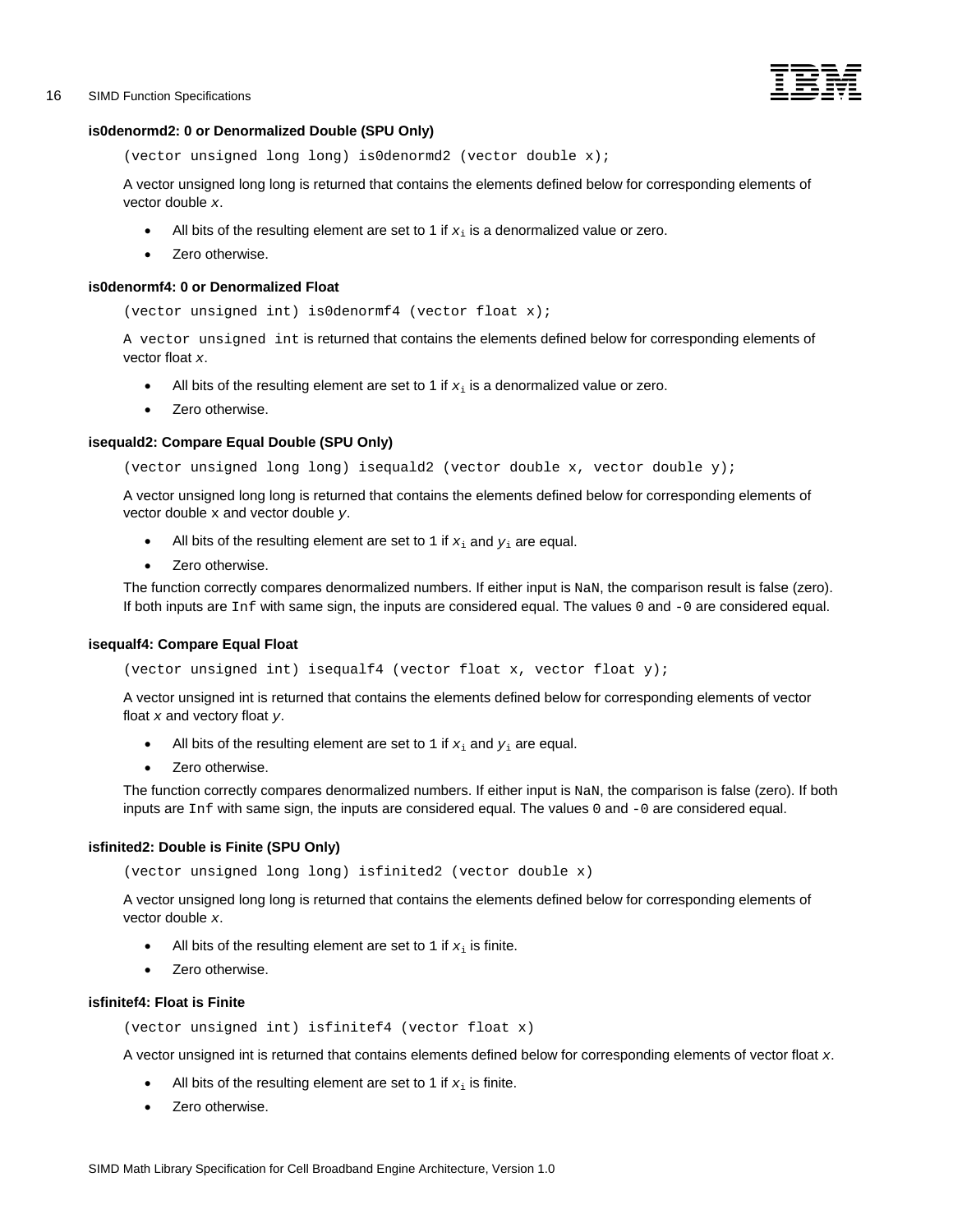### is0denormd2: 0 or Denormalized Double (SPU Only)

```
(vector unsigned long long) is0denormd2 (vector double x);
```

A vector unsigned long long is returned that contains the elements defined below for corresponding elements of vector double *x*.

- All bits of the resulting element are set to 1 if $x_i$ is a denormalized value or zero.
- Zero otherwise.

### is0denormf4: 0 or Denormalized Float

```
(vector unsigned int) is0denormf4 (vector float x);
```

A vector unsigned int is returned that contains the elements defined below for corresponding elements of vector float *x*.

- All bits of the resulting element are set to 1 if $x_i$ is a denormalized value or zero.
- Zero otherwise.

### isequald2: Compare Equal Double (SPU Only)

```
(vector unsigned long long) isequald2 (vector double x, vector double y);
```

A vector unsigned long long is returned that contains the elements defined below for corresponding elements of vector double x and vector double *y*.

- All bits of the resulting element are set to 1 if $x_i$ and $y_i$ are equal.
- Zero otherwise.

The function correctly compares denormalized numbers. If either input is NaN, the comparison result is false (zero). If both inputs are Inf with same sign, the inputs are considered equal. The values 0 and -0 are considered equal.

### isequalf4: Compare Equal Float

```
(vector unsigned int) isequalf4 (vector float x, vector float y);
```

A vector unsigned int is returned that contains the elements defined below for corresponding elements of vector float *x* and vectory float *y*.

- All bits of the resulting element are set to 1 if $x_i$ and $y_i$ are equal.
- Zero otherwise.

The function correctly compares denormalized numbers. If either input is NaN, the comparison is false (zero). If both inputs are Inf with same sign, the inputs are considered equal. The values 0 and -0 are considered equal.

### isfinited2: Double is Finite (SPU Only)

```
(vector unsigned long long) isfinited2 (vector double x)
```

A vector unsigned long long is returned that contains the elements defined below for corresponding elements of vector double *x*.

- All bits of the resulting element are set to 1 if $x_i$ is finite.
- Zero otherwise.

### isfinitef4: Float is Finite

```
(vector unsigned int) isfinitef4 (vector float x)
```

A vector unsigned int is returned that contains elements defined below for corresponding elements of vector float *x*.

- All bits of the resulting element are set to 1 if $x_i$ is finite.
- Zero otherwise.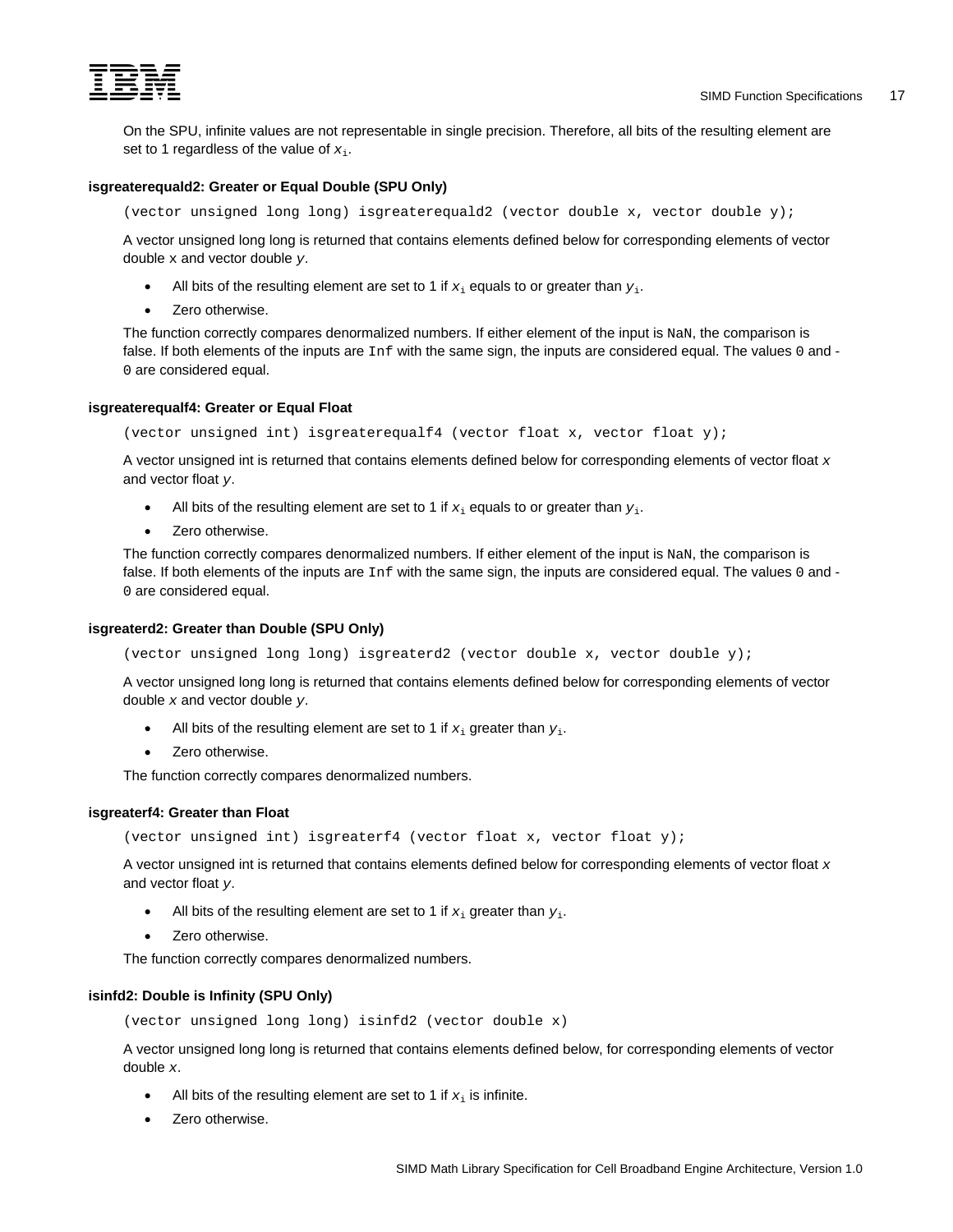On the SPU, infinite values are not representable in single precision. Therefore, all bits of the resulting element are set to 1 regardless of the value of $x_i$.

#### isgreaterequald2: Greater or Equal Double (SPU Only)

```
(vector unsigned long long) isgreaterequald2 (vector double x, vector double y);
```

A vector unsigned long long is returned that contains elements defined below for corresponding elements of vector double `x` and vector double *y*.

- All bits of the resulting element are set to 1 if $x_i$ equals to or greater than $y_i$.
- Zero otherwise.

The function correctly compares denormalized numbers. If either element of the input is `NaN`, the comparison is false. If both elements of the inputs are `Inf` with the same sign, the inputs are considered equal. The values `0` and `-0` are considered equal.

#### isgreaterequalf4: Greater or Equal Float

```
(vector unsigned int) isgreaterequalf4 (vector float x, vector float y);
```

A vector unsigned int is returned that contains elements defined below for corresponding elements of vector float *x* and vector float *y*.

- All bits of the resulting element are set to 1 if $x_i$ equals to or greater than $y_i$.
- Zero otherwise.

The function correctly compares denormalized numbers. If either element of the input is `NaN`, the comparison is false. If both elements of the inputs are `Inf` with the same sign, the inputs are considered equal. The values `0` and `-0` are considered equal.

#### isgreaterd2: Greater than Double (SPU Only)

```
(vector unsigned long long) isgreaterd2 (vector double x, vector double y);
```

A vector unsigned long long is returned that contains elements defined below for corresponding elements of vector double *x* and vector double *y*.

- All bits of the resulting element are set to 1 if $x_i$ greater than $y_i$.
- Zero otherwise.

The function correctly compares denormalized numbers.

#### isgreaterf4: Greater than Float

```
(vector unsigned int) isgreaterf4 (vector float x, vector float y);
```

A vector unsigned int is returned that contains elements defined below for corresponding elements of vector float *x* and vector float *y*.

- All bits of the resulting element are set to 1 if $x_i$ greater than $y_i$.
- Zero otherwise.

The function correctly compares denormalized numbers.

#### isinfd2: Double is Infinity (SPU Only)

```
(vector unsigned long long) isinfd2 (vector double x)
```

A vector unsigned long long is returned that contains elements defined below, for corresponding elements of vector double *x*.

- All bits of the resulting element are set to 1 if $x_i$ is infinite.
- Zero otherwise.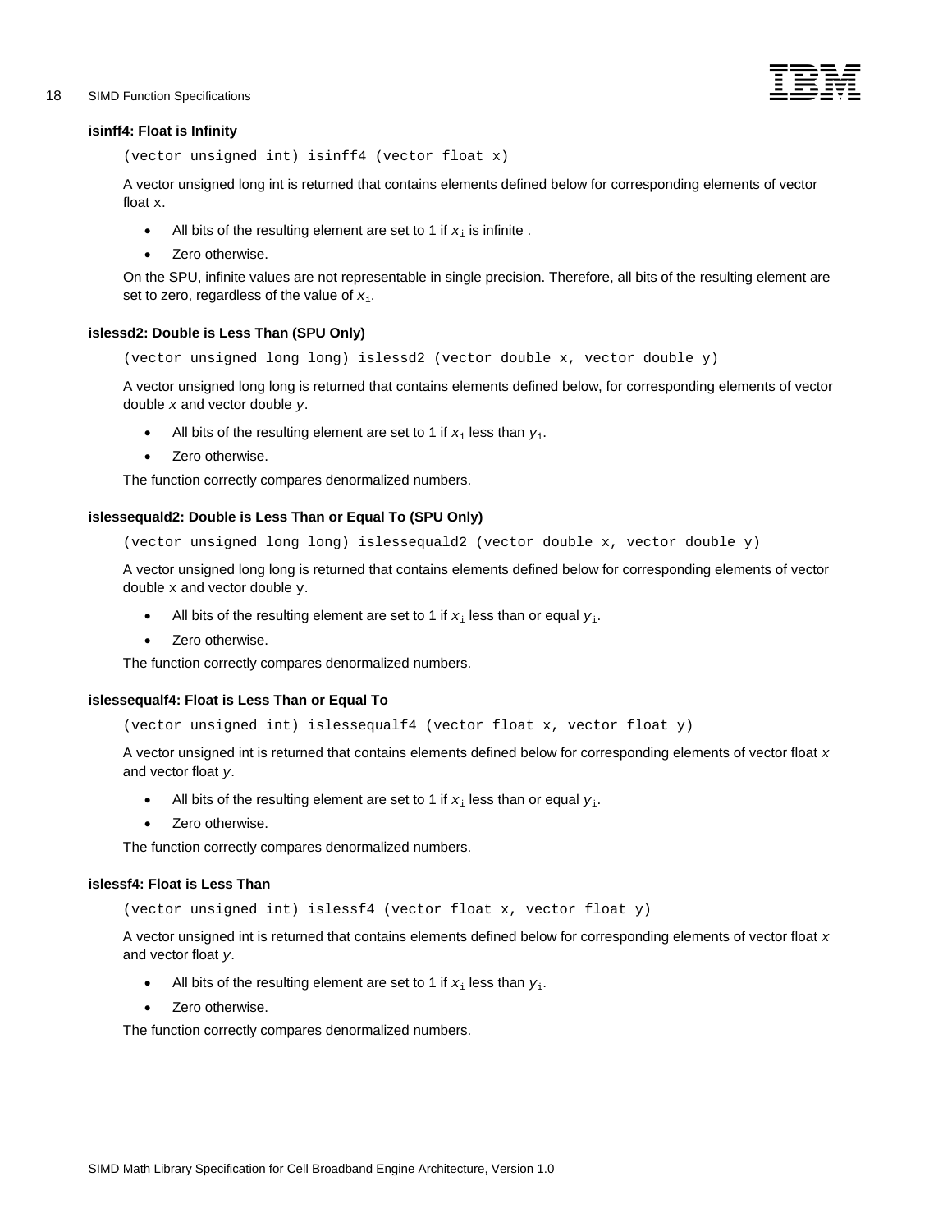### isinff4: Float is Infinity

```
(vector unsigned int) isinff4 (vector float x)
```

A vector unsigned long int is returned that contains elements defined below for corresponding elements of vector float x.

- All bits of the resulting element are set to 1 if $x_i$ is infinite .
- Zero otherwise.

On the SPU, infinite values are not representable in single precision. Therefore, all bits of the resulting element are set to zero, regardless of the value of $x_i$.

### islessd2: Double is Less Than (SPU Only)

```
(vector unsigned long long) islessd2 (vector double x, vector double y)
```

A vector unsigned long long is returned that contains elements defined below, for corresponding elements of vector double *x* and vector double *y*.

- All bits of the resulting element are set to 1 if $x_i$ less than $y_i$.
- Zero otherwise.

The function correctly compares denormalized numbers.

### islessequald2: Double is Less Than or Equal To (SPU Only)

```
(vector unsigned long long) islessequald2 (vector double x, vector double y)
```

A vector unsigned long long is returned that contains elements defined below for corresponding elements of vector double x and vector double y.

- All bits of the resulting element are set to 1 if $x_i$ less than or equal $y_i$.
- Zero otherwise.

The function correctly compares denormalized numbers.

### islessequalf4: Float is Less Than or Equal To

```
(vector unsigned int) islessequalf4 (vector float x, vector float y)
```

A vector unsigned int is returned that contains elements defined below for corresponding elements of vector float *x* and vector float *y*.

- All bits of the resulting element are set to 1 if $x_i$ less than or equal $y_i$.
- Zero otherwise.

The function correctly compares denormalized numbers.

### islessf4: Float is Less Than

```
(vector unsigned int) islessf4 (vector float x, vector float y)
```

A vector unsigned int is returned that contains elements defined below for corresponding elements of vector float *x* and vector float *y*.

- All bits of the resulting element are set to 1 if $x_i$ less than $y_i$.
- Zero otherwise.

The function correctly compares denormalized numbers.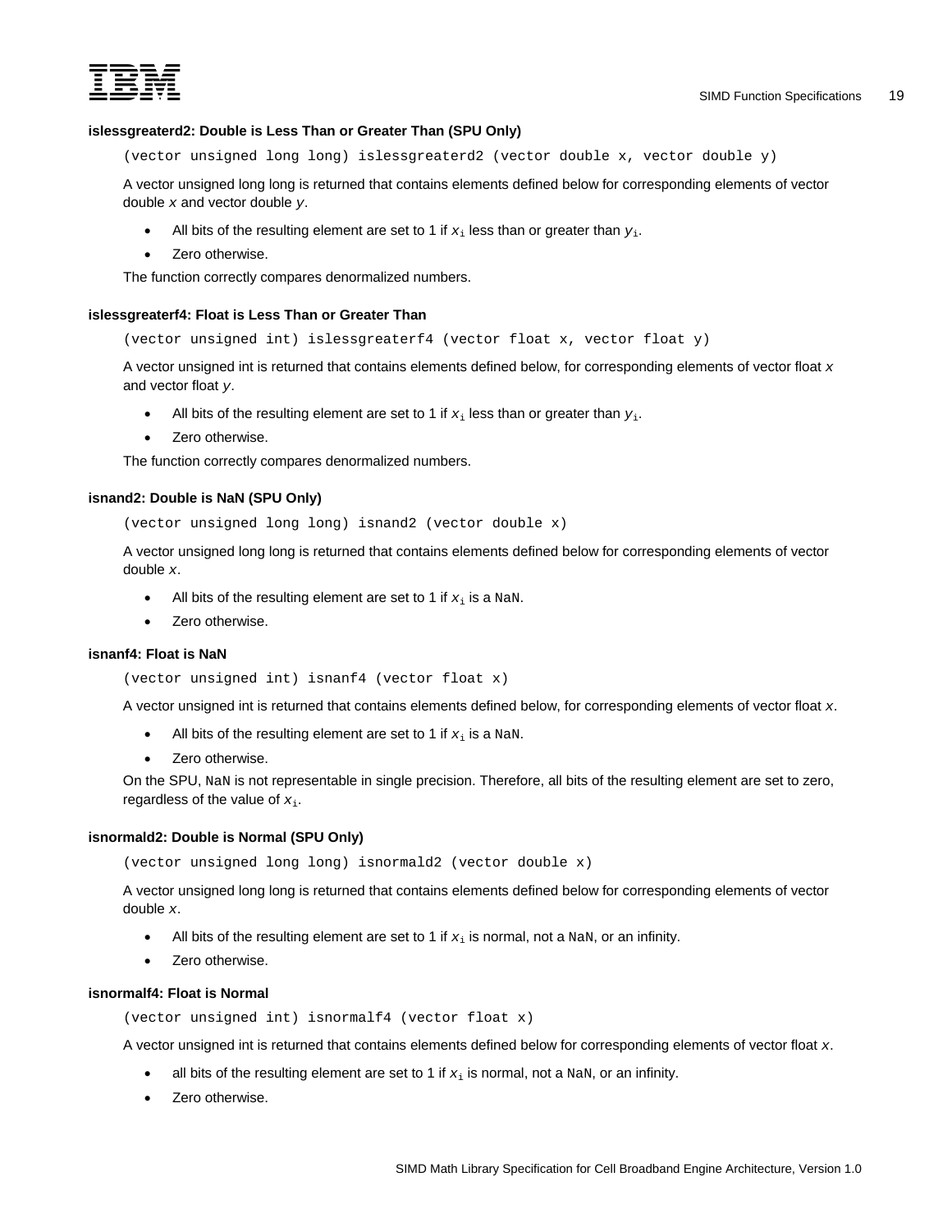### islessgreaterd2: Double is Less Than or Greater Than (SPU Only)

```
(vector unsigned long long) islessgreaterd2 (vector double x, vector double y)
```

A vector unsigned long long is returned that contains elements defined below for corresponding elements of vector double *x* and vector double *y*.

- All bits of the resulting element are set to 1 if $x_i$ less than or greater than $y_i$.
- Zero otherwise.

The function correctly compares denormalized numbers.

### islessgreaterf4: Float is Less Than or Greater Than

```
(vector unsigned int) islessgreaterf4 (vector float x, vector float y)
```

A vector unsigned int is returned that contains elements defined below, for corresponding elements of vector float *x* and vector float *y*.

- All bits of the resulting element are set to 1 if $x_i$ less than or greater than $y_i$.
- Zero otherwise.

The function correctly compares denormalized numbers.

### isnand2: Double is NaN (SPU Only)

```
(vector unsigned long long) isnand2 (vector double x)
```

A vector unsigned long long is returned that contains elements defined below for corresponding elements of vector double *x*.

- All bits of the resulting element are set to 1 if $x_i$ is a `NaN`.
- Zero otherwise.

### isnanf4: Float is NaN

```
(vector unsigned int) isnanf4 (vector float x)
```

A vector unsigned int is returned that contains elements defined below, for corresponding elements of vector float *x*.

- All bits of the resulting element are set to 1 if $x_i$ is a `NaN`.
- Zero otherwise.

On the SPU, `NaN` is not representable in single precision. Therefore, all bits of the resulting element are set to zero, regardless of the value of $x_i$.

### isnormald2: Double is Normal (SPU Only)

```
(vector unsigned long long) isnormald2 (vector double x)
```

A vector unsigned long long is returned that contains elements defined below for corresponding elements of vector double *x*.

- All bits of the resulting element are set to 1 if $x_i$ is normal, not a `NaN`, or an infinity.
- Zero otherwise.

### isnormalf4: Float is Normal

```
(vector unsigned int) isnormalf4 (vector float x)
```

A vector unsigned int is returned that contains elements defined below for corresponding elements of vector float *x*.

- all bits of the resulting element are set to 1 if $x_i$ is normal, not a `NaN`, or an infinity.
- Zero otherwise.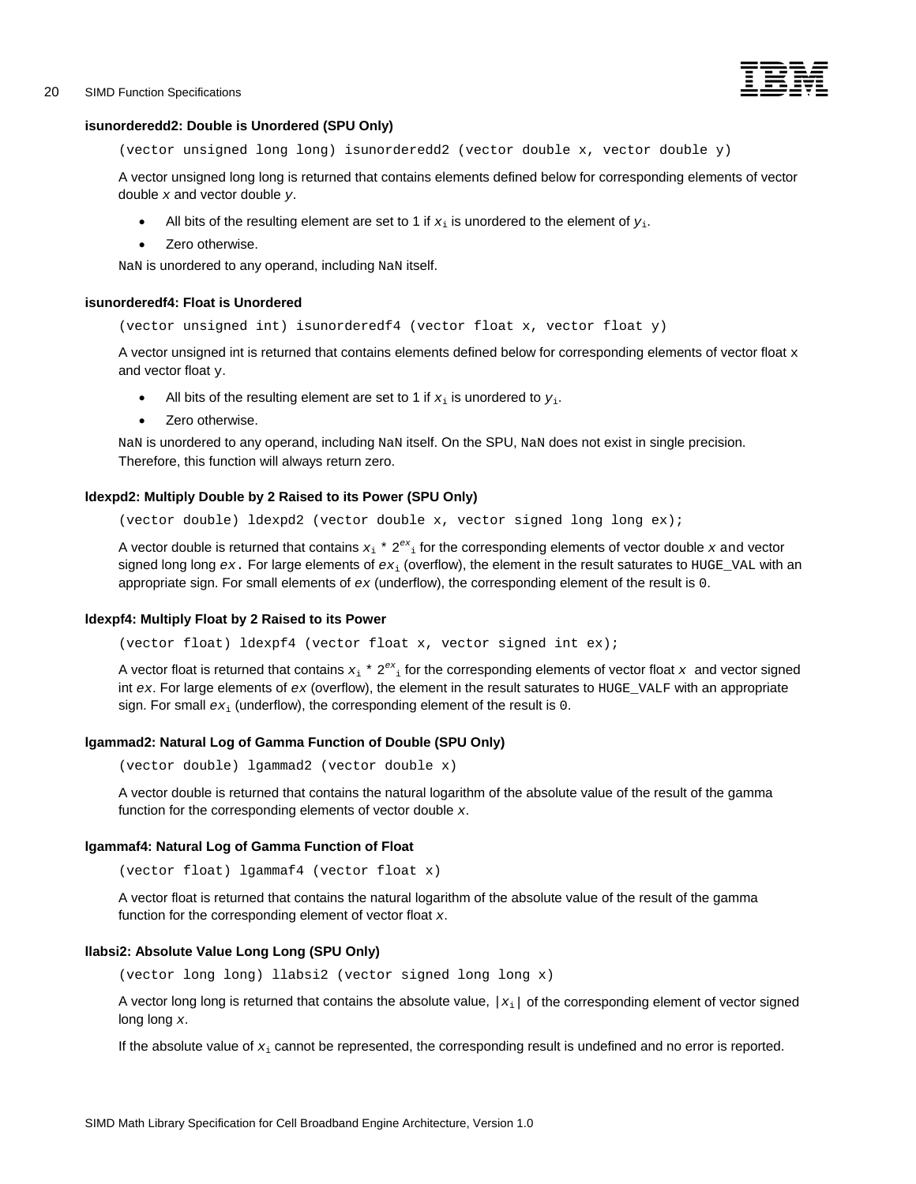### isunorderedd2: Double is Unordered (SPU Only)

```
(vector unsigned long long) isunorderedd2 (vector double x, vector double y)
```

A vector unsigned long long is returned that contains elements defined below for corresponding elements of vector double *x* and vector double *y*.

- All bits of the resulting element are set to 1 if $x_i$ is unordered to the element of $y_i$.
- Zero otherwise.

NaN is unordered to any operand, including NaN itself.

### isunorderedf4: Float is Unordered

```
(vector unsigned int) isunorderedf4 (vector float x, vector float y)
```

A vector unsigned int is returned that contains elements defined below for corresponding elements of vector float x and vector float y.

- All bits of the resulting element are set to 1 if $x_i$ is unordered to $y_i$.
- Zero otherwise.

NaN is unordered to any operand, including NaN itself. On the SPU, NaN does not exist in single precision. Therefore, this function will always return zero.

### ldexpd2: Multiply Double by 2 Raised to its Power (SPU Only)

```
(vector double) ldexpd2 (vector double x, vector signed long long ex);
```

A vector double is returned that contains $x_i * 2^{ex_i}$ for the corresponding elements of vector double *x* and vector signed long long *ex*. For large elements of $ex_i$ (overflow), the element in the result saturates to HUGE_VAL with an appropriate sign. For small elements of *ex* (underflow), the corresponding element of the result is 0.

### ldexpf4: Multiply Float by 2 Raised to its Power

```
(vector float) ldexpf4 (vector float x, vector signed int ex);
```

A vector float is returned that contains $x_i * 2^{ex_i}$ for the corresponding elements of vector float *x* and vector signed int *ex*. For large elements of *ex* (overflow), the element in the result saturates to HUGE_VALF with an appropriate sign. For small $ex_i$ (underflow), the corresponding element of the result is 0.

### lgammad2: Natural Log of Gamma Function of Double (SPU Only)

```
(vector double) lgammad2 (vector double x)
```

A vector double is returned that contains the natural logarithm of the absolute value of the result of the gamma function for the corresponding elements of vector double *x*.

### lgammaf4: Natural Log of Gamma Function of Float

```
(vector float) lgammaf4 (vector float x)
```

A vector float is returned that contains the natural logarithm of the absolute value of the result of the gamma function for the corresponding element of vector float *x*.

### llabsi2: Absolute Value Long Long (SPU Only)

```
(vector long long) llabsi2 (vector signed long long x)
```

A vector long long is returned that contains the absolute value, $|x_i|$ of the corresponding element of vector signed long long *x*.

If the absolute value of $x_i$ cannot be represented, the corresponding result is undefined and no error is reported.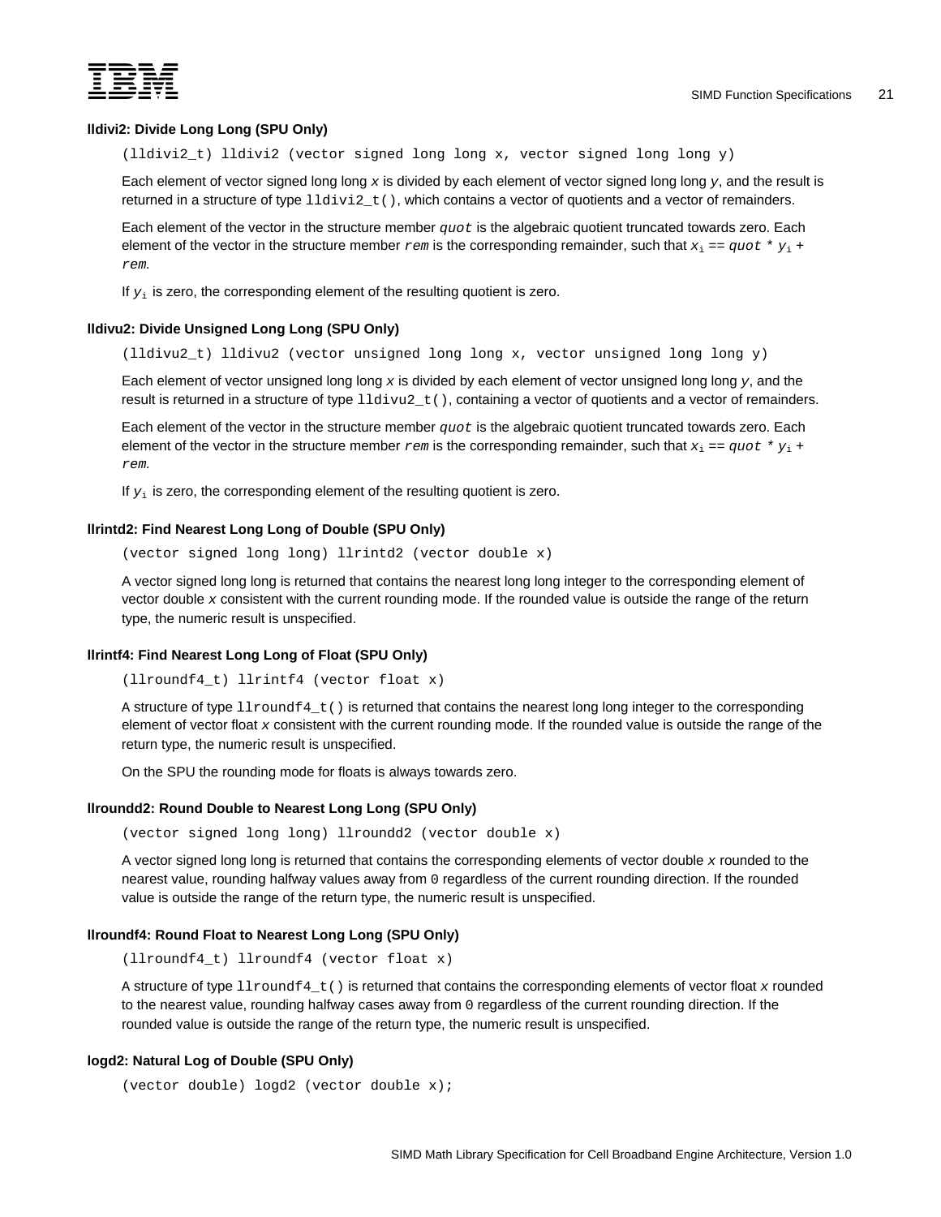#### lldivi2: Divide Long Long (SPU Only)

```
(lldivi2_t) lldivi2 (vector signed long long x, vector signed long long y)
```

Each element of vector signed long long *x* is divided by each element of vector signed long long *y*, and the result is returned in a structure of type `lldivi2_t()`, which contains a vector of quotients and a vector of remainders.

Each element of the vector in the structure member *quot* is the algebraic quotient truncated towards zero. Each element of the vector in the structure member *rem* is the corresponding remainder, such that $x_i$ == *quot* * $y_i$ + *rem*.

If $y_i$ is zero, the corresponding element of the resulting quotient is zero.

#### lldivu2: Divide Unsigned Long Long (SPU Only)

```
(lldivu2_t) lldivu2 (vector unsigned long long x, vector unsigned long long y)
```

Each element of vector unsigned long long *x* is divided by each element of vector unsigned long long *y*, and the result is returned in a structure of type `lldivu2_t()`, containing a vector of quotients and a vector of remainders.

Each element of the vector in the structure member *quot* is the algebraic quotient truncated towards zero. Each element of the vector in the structure member *rem* is the corresponding remainder, such that $x_i$ == *quot* * $y_i$ + *rem*.

If $y_i$ is zero, the corresponding element of the resulting quotient is zero.

#### llrintd2: Find Nearest Long Long of Double (SPU Only)

```
(vector signed long long) llrintd2 (vector double x)
```

A vector signed long long is returned that contains the nearest long long integer to the corresponding element of vector double *x* consistent with the current rounding mode. If the rounded value is outside the range of the return type, the numeric result is unspecified.

#### llrintf4: Find Nearest Long Long of Float (SPU Only)

```
(llroundf4_t) llrintf4 (vector float x)
```

A structure of type `llroundf4_t()` is returned that contains the nearest long long integer to the corresponding element of vector float *x* consistent with the current rounding mode. If the rounded value is outside the range of the return type, the numeric result is unspecified.

On the SPU the rounding mode for floats is always towards zero.

#### llroundd2: Round Double to Nearest Long Long (SPU Only)

```
(vector signed long long) llroundd2 (vector double x)
```

A vector signed long long is returned that contains the corresponding elements of vector double *x* rounded to the nearest value, rounding halfway values away from `0` regardless of the current rounding direction. If the rounded value is outside the range of the return type, the numeric result is unspecified.

#### llroundf4: Round Float to Nearest Long Long (SPU Only)

```
(llroundf4_t) llroundf4 (vector float x)
```

A structure of type `llroundf4_t()` is returned that contains the corresponding elements of vector float *x* rounded to the nearest value, rounding halfway cases away from `0` regardless of the current rounding direction. If the rounded value is outside the range of the return type, the numeric result is unspecified.

#### logd2: Natural Log of Double (SPU Only)

```
(vector double) logd2 (vector double x);
```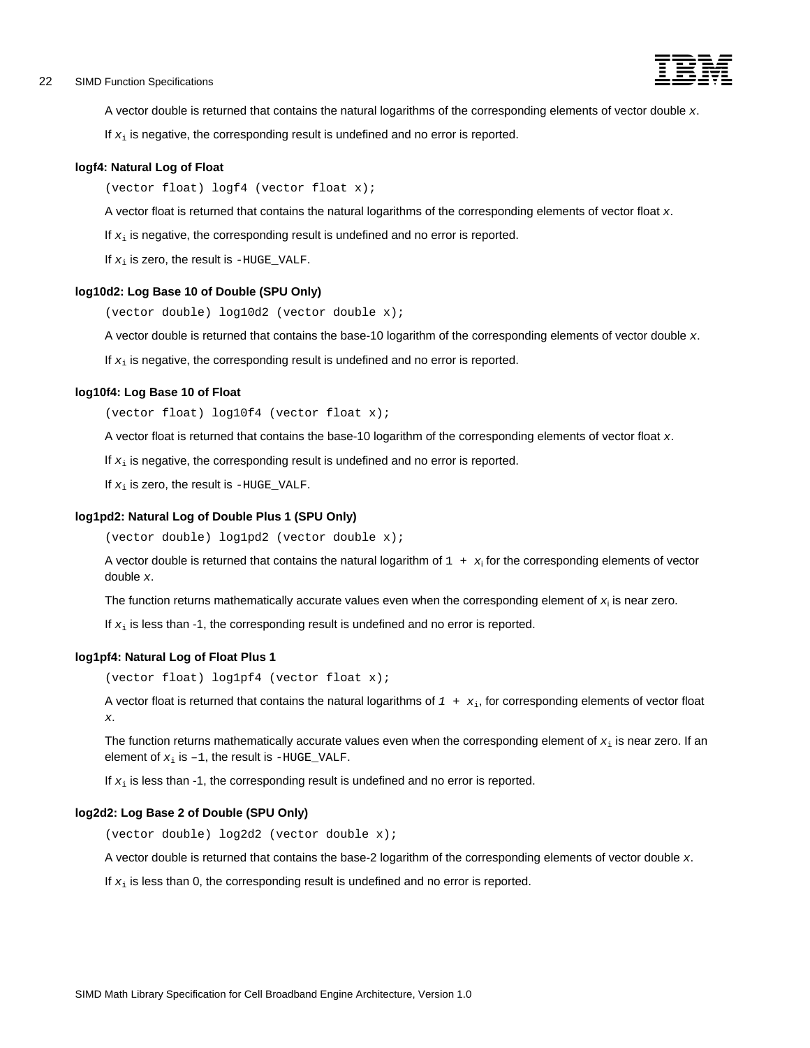A vector double is returned that contains the natural logarithms of the corresponding elements of vector double *x*.

If $x_i$ is negative, the corresponding result is undefined and no error is reported.

### logf4: Natural Log of Float

```
(vector float) logf4 (vector float x);
```

A vector float is returned that contains the natural logarithms of the corresponding elements of vector float *x*.

If $x_i$ is negative, the corresponding result is undefined and no error is reported.

If $x_i$ is zero, the result is `-HUGE_VALF`.

### log10d2: Log Base 10 of Double (SPU Only)

```
(vector double) log10d2 (vector double x);
```

A vector double is returned that contains the base-10 logarithm of the corresponding elements of vector double *x*.

If $x_i$ is negative, the corresponding result is undefined and no error is reported.

### log10f4: Log Base 10 of Float

```
(vector float) log10f4 (vector float x);
```

A vector float is returned that contains the base-10 logarithm of the corresponding elements of vector float *x*.

If $x_i$ is negative, the corresponding result is undefined and no error is reported.

If $x_i$ is zero, the result is `-HUGE_VALF`.

### log1pd2: Natural Log of Double Plus 1 (SPU Only)

```
(vector double) log1pd2 (vector double x);
```

A vector double is returned that contains the natural logarithm of $1 + x_i$ for the corresponding elements of vector double *x*.

The function returns mathematically accurate values even when the corresponding element of $x_i$ is near zero.

If $x_i$ is less than -1, the corresponding result is undefined and no error is reported.

### log1pf4: Natural Log of Float Plus 1

```
(vector float) log1pf4 (vector float x);
```

A vector float is returned that contains the natural logarithms of $1 + x_i$, for corresponding elements of vector float *x*.

The function returns mathematically accurate values even when the corresponding element of $x_i$ is near zero. If an element of $x_i$ is –1, the result is `-HUGE_VALF`.

If $x_i$ is less than -1, the corresponding result is undefined and no error is reported.

### log2d2: Log Base 2 of Double (SPU Only)

```
(vector double) log2d2 (vector double x);
```

A vector double is returned that contains the base-2 logarithm of the corresponding elements of vector double *x*.

If $x_i$ is less than 0, the corresponding result is undefined and no error is reported.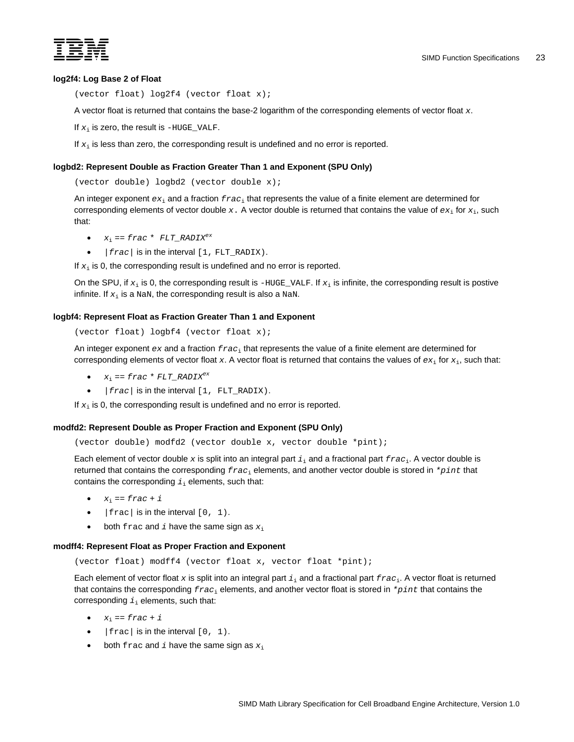### log2f4: Log Base 2 of Float

```
(vector float) log2f4 (vector float x);
```

A vector float is returned that contains the base-2 logarithm of the corresponding elements of vector float *x*.

If $x_i$ is zero, the result is `-HUGE_VALF`.

If $x_i$ is less than zero, the corresponding result is undefined and no error is reported.

### logbd2: Represent Double as Fraction Greater Than 1 and Exponent (SPU Only)

```
(vector double) logbd2 (vector double x);
```

An integer exponent $ex_i$ and a fraction $frac_i$ that represents the value of a finite element are determined for corresponding elements of vector double *x*. A vector double is returned that contains the value of $ex_i$ for $x_i$, such that:

- $x_i == frac * FLT\_RADIX^{ex}$
- $|frac|$ is in the interval `[1, FLT_RADIX)`.

If $x_i$ is 0, the corresponding result is undefined and no error is reported.

On the SPU, if $x_i$ is 0, the corresponding result is `-HUGE_VALF`. If $x_i$ is infinite, the corresponding result is postive infinite. If $x_i$ is a `NaN`, the corresponding result is also a `NaN`.

### logbf4: Represent Float as Fraction Greater Than 1 and Exponent

```
(vector float) logbf4 (vector float x);
```

An integer exponent *ex* and a fraction $frac_i$ that represents the value of a finite element are determined for corresponding elements of vector float *x*. A vector float is returned that contains the values of $ex_i$ for $x_i$, such that:

- $x_i == frac * FLT\_RADIX^{ex}$
- $|frac|$ is in the interval `[1, FLT_RADIX)`.

If $x_i$ is 0, the corresponding result is undefined and no error is reported.

### modfd2: Represent Double as Proper Fraction and Exponent (SPU Only)

```
(vector double) modfd2 (vector double x, vector double *pint);
```

Each element of vector double *x* is split into an integral part $i_i$ and a fractional part $frac_i$. A vector double is returned that contains the corresponding $frac_i$ elements, and another vector double is stored in `*pint` that contains the corresponding $i_i$ elements, such that:

- $x_i == frac + i$
- `|frac|` is in the interval `[0, 1)`.
- both `frac` and $i$ have the same sign as $x_i$

### modff4: Represent Float as Proper Fraction and Exponent

```
(vector float) modff4 (vector float x, vector float *pint);
```

Each element of vector float *x* is split into an integral part $i_i$ and a fractional part $frac_i$. A vector float is returned that contains the corresponding $frac_i$ elements, and another vector float is stored in `*pint` that contains the corresponding $i_i$ elements, such that:

- $x_i == frac + i$
- `|frac|` is in the interval `[0, 1)`.
- both `frac` and $i$ have the same sign as $x_i$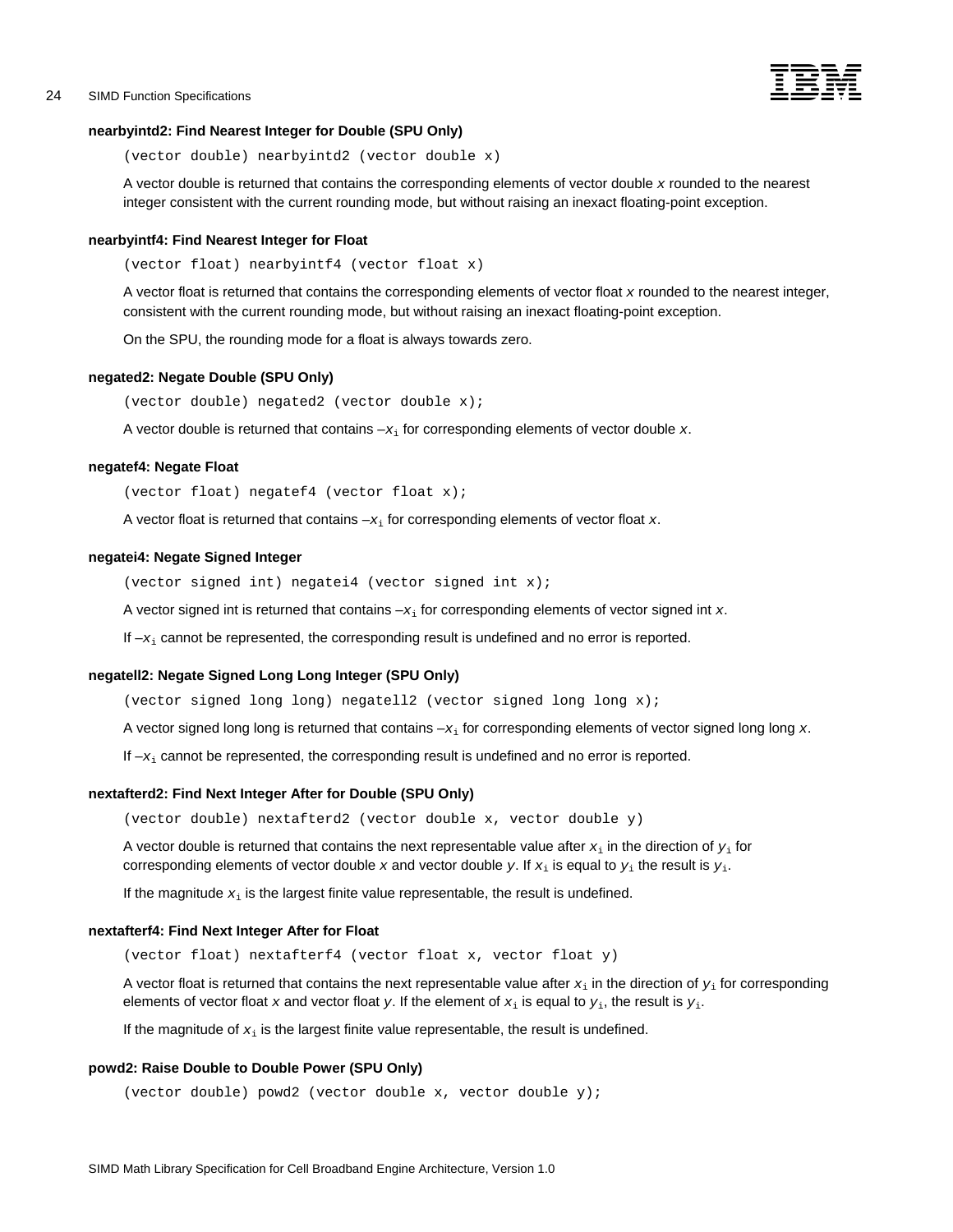### nearbyintd2: Find Nearest Integer for Double (SPU Only)

```
(vector double) nearbyintd2 (vector double x)
```

A vector double is returned that contains the corresponding elements of vector double *x* rounded to the nearest integer consistent with the current rounding mode, but without raising an inexact floating-point exception.

### nearbyintf4: Find Nearest Integer for Float

```
(vector float) nearbyintf4 (vector float x)
```

A vector float is returned that contains the corresponding elements of vector float *x* rounded to the nearest integer, consistent with the current rounding mode, but without raising an inexact floating-point exception.

On the SPU, the rounding mode for a float is always towards zero.

### negated2: Negate Double (SPU Only)

```
(vector double) negated2 (vector double x);
```

A vector double is returned that contains $-x_i$ for corresponding elements of vector double *x*.

### negatef4: Negate Float

```
(vector float) negatef4 (vector float x);
```

A vector float is returned that contains $-x_i$ for corresponding elements of vector float *x*.

### negatei4: Negate Signed Integer

```
(vector signed int) negatei4 (vector signed int x);
```

A vector signed int is returned that contains $-x_i$ for corresponding elements of vector signed int *x*.

If $-x_i$ cannot be represented, the corresponding result is undefined and no error is reported.

### negatell2: Negate Signed Long Long Integer (SPU Only)

```
(vector signed long long) negatell2 (vector signed long long x);
```

A vector signed long long is returned that contains $-x_i$ for corresponding elements of vector signed long long *x*.

If $-x_i$ cannot be represented, the corresponding result is undefined and no error is reported.

### nextafterd2: Find Next Integer After for Double (SPU Only)

```
(vector double) nextafterd2 (vector double x, vector double y)
```

A vector double is returned that contains the next representable value after $x_i$ in the direction of $y_i$ for corresponding elements of vector double *x* and vector double *y*. If $x_i$ is equal to $y_i$ the result is $y_i$.

If the magnitude $x_i$ is the largest finite value representable, the result is undefined.

### nextafterf4: Find Next Integer After for Float

```
(vector float) nextafterf4 (vector float x, vector float y)
```

A vector float is returned that contains the next representable value after $x_i$ in the direction of $y_i$ for corresponding elements of vector float *x* and vector float *y*. If the element of $x_i$ is equal to $y_i$, the result is $y_i$.

If the magnitude of $x_i$ is the largest finite value representable, the result is undefined.

### powd2: Raise Double to Double Power (SPU Only)

```
(vector double) powd2 (vector double x, vector double y);
```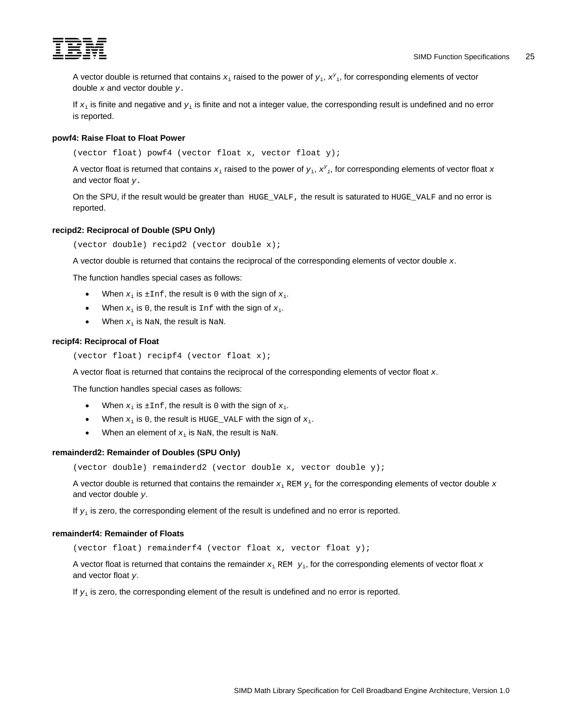A vector double is returned that contains $x_i$ raised to the power of $y_i$, $x^{y_i}$, for corresponding elements of vector double $x$ and vector double $y$.

If $x_i$ is finite and negative and $y_i$ is finite and not a integer value, the corresponding result is undefined and no error is reported.

#### powf4: Raise Float to Float Power

```
(vector float) powf4 (vector float x, vector float y);
```

A vector float is returned that contains $x_i$ raised to the power of $y_i$, $x^{y_i}$, for corresponding elements of vector float $x$ and vector float $y$.

On the SPU, if the result would be greater than `HUGE_VALF`, the result is saturated to `HUGE_VALF` and no error is reported.

#### recipd2: Reciprocal of Double (SPU Only)

```
(vector double) recipd2 (vector double x);
```

A vector double is returned that contains the reciprocal of the corresponding elements of vector double $x$.

The function handles special cases as follows:

- When $x_i$ is `±Inf`, the result is `0` with the sign of $x_i$.
- When $x_i$ is `0`, the result is `Inf` with the sign of $x_i$.
- When $x_i$ is `NaN`, the result is `NaN`.

#### recipf4: Reciprocal of Float

```
(vector float) recipf4 (vector float x);
```

A vector float is returned that contains the reciprocal of the corresponding elements of vector float $x$.

The function handles special cases as follows:

- When $x_i$ is `±Inf`, the result is `0` with the sign of $x_i$.
- When $x_i$ is `0`, the result is `HUGE_VALF` with the sign of $x_i$.
- When an element of $x_i$ is `NaN`, the result is `NaN`.

#### remainderd2: Remainder of Doubles (SPU Only)

```
(vector double) remainderd2 (vector double x, vector double y);
```

A vector double is returned that contains the remainder $x_i$ `REM` $y_i$ for the corresponding elements of vector double $x$ and vector double $y$.

If $y_i$ is zero, the corresponding element of the result is undefined and no error is reported.

#### remainderf4: Remainder of Floats

```
(vector float) remainderf4 (vector float x, vector float y);
```

A vector float is returned that contains the remainder $x_i$ `REM` $y_i$, for the corresponding elements of vector float $x$ and vector float $y$.

If $y_i$ is zero, the corresponding element of the result is undefined and no error is reported.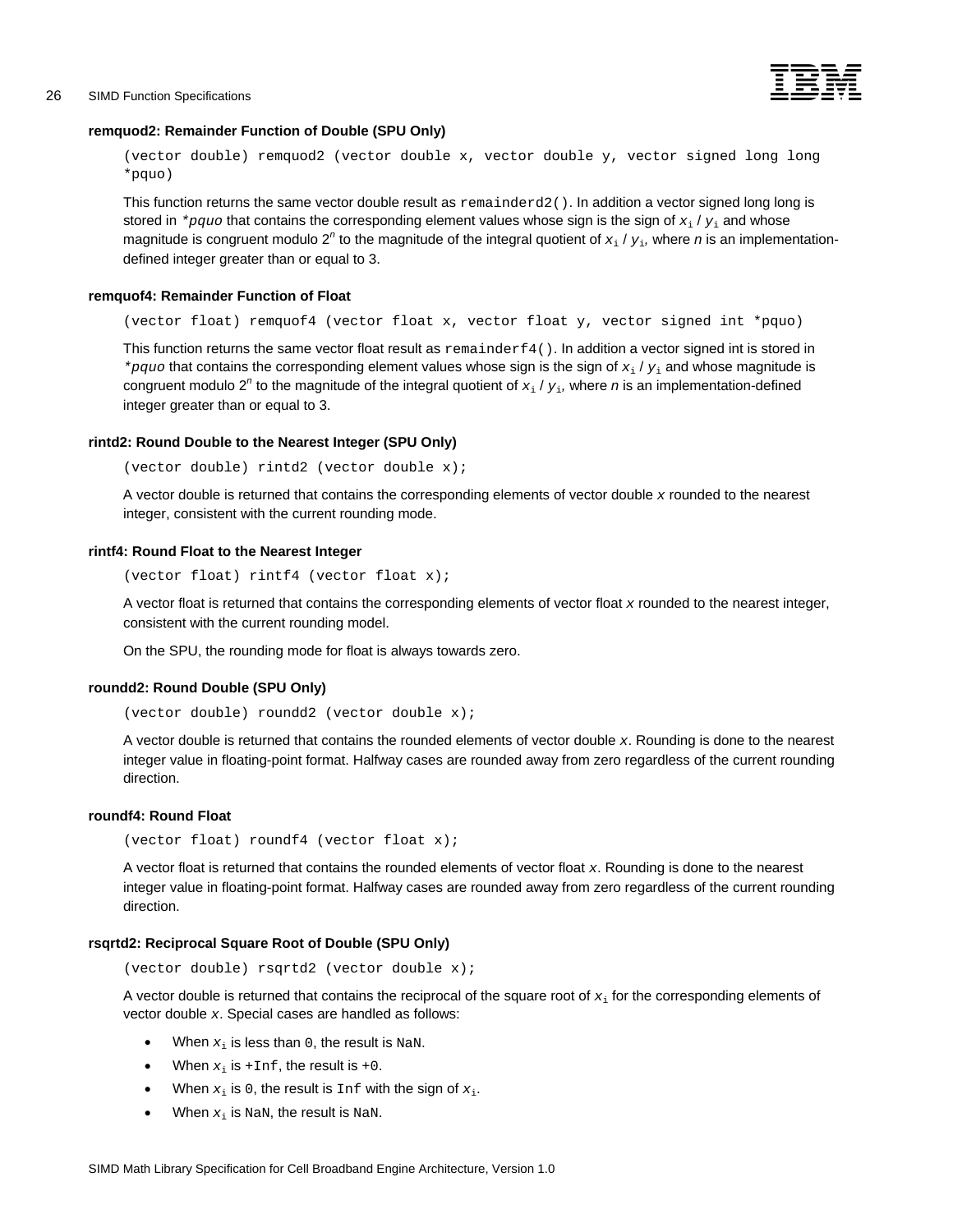#### remquod2: Remainder Function of Double (SPU Only)

```
(vector double) remquod2 (vector double x, vector double y, vector signed long long
*pquo)
```

This function returns the same vector double result as `remainderd2()`. In addition a vector signed long long is stored in *\*pquo* that contains the corresponding element values whose sign is the sign of $x_i$ / $y_i$ and whose magnitude is congruent modulo $2^n$ to the magnitude of the integral quotient of $x_i$ / $y_i$, where *n* is an implementation-defined integer greater than or equal to 3.

#### remquof4: Remainder Function of Float

```
(vector float) remquof4 (vector float x, vector float y, vector signed int *pquo)
```

This function returns the same vector float result as `remainderf4()`. In addition a vector signed int is stored in *\*pquo* that contains the corresponding element values whose sign is the sign of $x_i$ / $y_i$ and whose magnitude is congruent modulo $2^n$ to the magnitude of the integral quotient of $x_i$ / $y_i$, where *n* is an implementation-defined integer greater than or equal to 3.

#### rintd2: Round Double to the Nearest Integer (SPU Only)

```
(vector double) rintd2 (vector double x);
```

A vector double is returned that contains the corresponding elements of vector double *x* rounded to the nearest integer, consistent with the current rounding mode.

#### rintf4: Round Float to the Nearest Integer

```
(vector float) rintf4 (vector float x);
```

A vector float is returned that contains the corresponding elements of vector float *x* rounded to the nearest integer, consistent with the current rounding model.

On the SPU, the rounding mode for float is always towards zero.

#### roundd2: Round Double (SPU Only)

```
(vector double) roundd2 (vector double x);
```

A vector double is returned that contains the rounded elements of vector double *x*. Rounding is done to the nearest integer value in floating-point format. Halfway cases are rounded away from zero regardless of the current rounding direction.

#### roundf4: Round Float

```
(vector float) roundf4 (vector float x);
```

A vector float is returned that contains the rounded elements of vector float *x*. Rounding is done to the nearest integer value in floating-point format. Halfway cases are rounded away from zero regardless of the current rounding direction.

#### rsqrtd2: Reciprocal Square Root of Double (SPU Only)

```
(vector double) rsqrtd2 (vector double x);
```

A vector double is returned that contains the reciprocal of the square root of $x_i$ for the corresponding elements of vector double *x*. Special cases are handled as follows:

- When $x_i$ is less than `0`, the result is `NaN`.
- When $x_i$ is `+Inf`, the result is `+0`.
- When $x_i$ is `0`, the result is `Inf` with the sign of $x_i$.
- When $x_i$ is `NaN`, the result is `NaN`.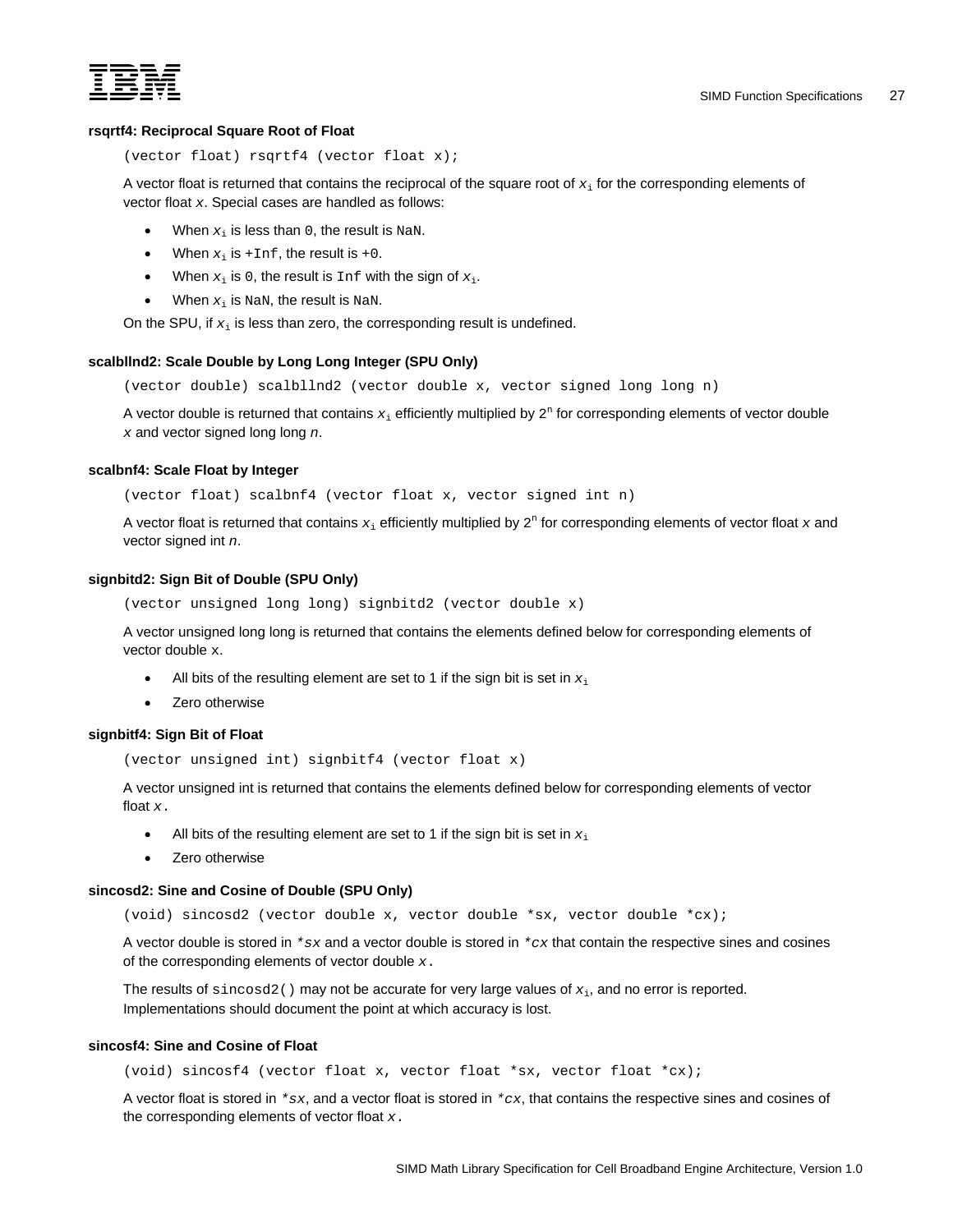### rsqrtf4: Reciprocal Square Root of Float

```
(vector float) rsqrtf4 (vector float x);
```

A vector float is returned that contains the reciprocal of the square root of $x_i$ for the corresponding elements of vector float *x*. Special cases are handled as follows:

- When $x_i$ is less than `0`, the result is `NaN`.
- When $x_i$ is `+Inf`, the result is `+0`.
- When $x_i$ is `0`, the result is `Inf` with the sign of $x_i$.
- When $x_i$ is `NaN`, the result is `NaN`.

On the SPU, if $x_i$ is less than zero, the corresponding result is undefined.

### scalbllnd2: Scale Double by Long Long Integer (SPU Only)

```
(vector double) scalbllnd2 (vector double x, vector signed long long n)
```

A vector double is returned that contains $x_i$ efficiently multiplied by $2^n$ for corresponding elements of vector double *x* and vector signed long long *n*.

### scalbnf4: Scale Float by Integer

```
(vector float) scalbnf4 (vector float x, vector signed int n)
```

A vector float is returned that contains $x_i$ efficiently multiplied by $2^n$ for corresponding elements of vector float *x* and vector signed int *n*.

### signbitd2: Sign Bit of Double (SPU Only)

```
(vector unsigned long long) signbitd2 (vector double x)
```

A vector unsigned long long is returned that contains the elements defined below for corresponding elements of vector double `x`.

- All bits of the resulting element are set to 1 if the sign bit is set in $x_i$
- Zero otherwise

### signbitf4: Sign Bit of Float

```
(vector unsigned int) signbitf4 (vector float x)
```

A vector unsigned int is returned that contains the elements defined below for corresponding elements of vector float *x*.

- All bits of the resulting element are set to 1 if the sign bit is set in $x_i$
- Zero otherwise

### sincosd2: Sine and Cosine of Double (SPU Only)

```
(void) sincosd2 (vector double x, vector double *sx, vector double *cx);
```

A vector double is stored in `*sx` and a vector double is stored in `*cx` that contain the respective sines and cosines of the corresponding elements of vector double *x*.

The results of `sincosd2()` may not be accurate for very large values of $x_i$, and no error is reported. Implementations should document the point at which accuracy is lost.

### sincosf4: Sine and Cosine of Float

```
(void) sincosf4 (vector float x, vector float *sx, vector float *cx);
```

A vector float is stored in `*sx`, and a vector float is stored in `*cx`, that contains the respective sines and cosines of the corresponding elements of vector float *x*.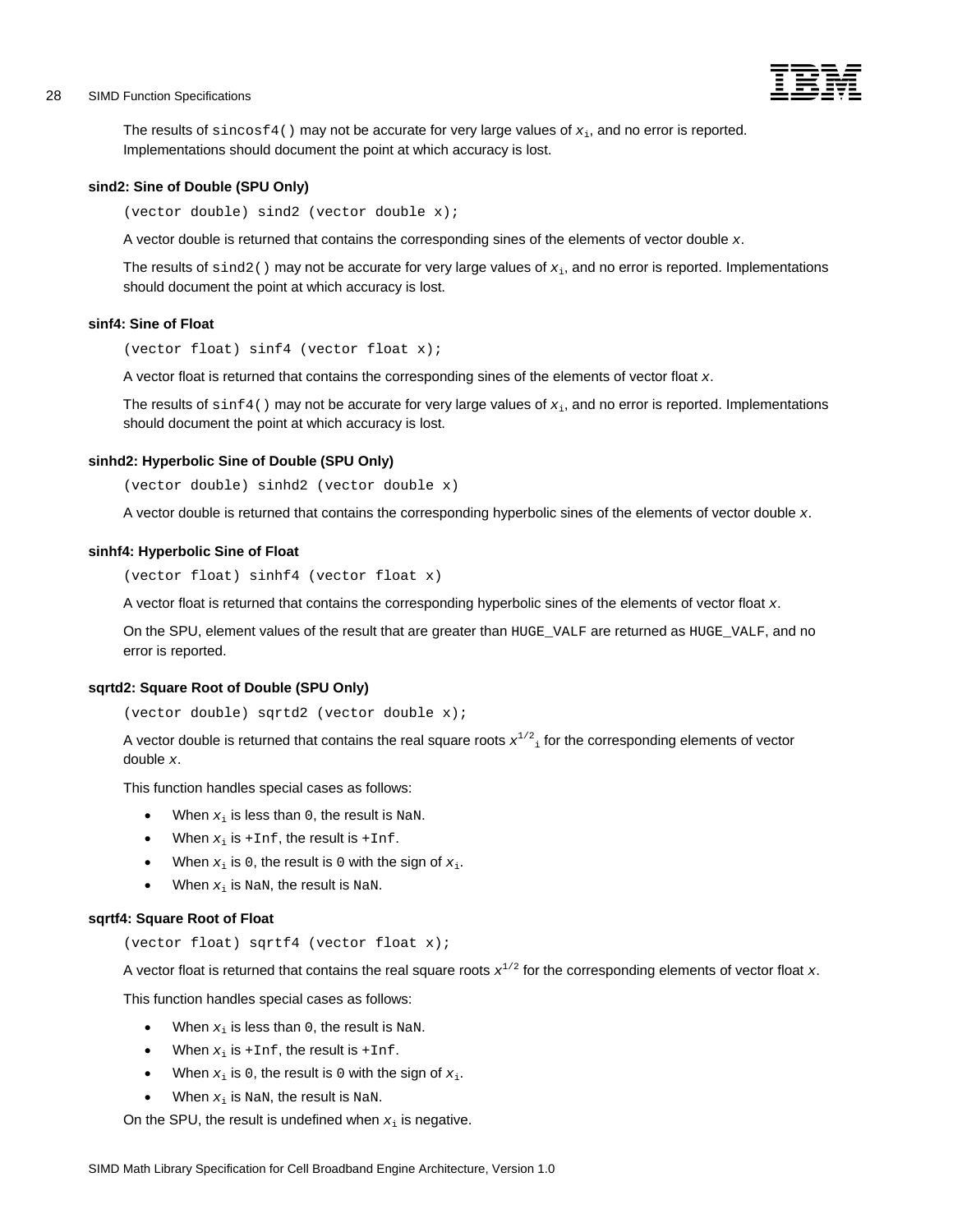The results of `sincosf4()` may not be accurate for very large values of $x_i$, and no error is reported. Implementations should document the point at which accuracy is lost.

### sind2: Sine of Double (SPU Only)

```
(vector double) sind2 (vector double x);
```

A vector double is returned that contains the corresponding sines of the elements of vector double *x*.

The results of `sind2()` may not be accurate for very large values of $x_i$, and no error is reported. Implementations should document the point at which accuracy is lost.

### sinf4: Sine of Float

```
(vector float) sinf4 (vector float x);
```

A vector float is returned that contains the corresponding sines of the elements of vector float *x*.

The results of `sinf4()` may not be accurate for very large values of $x_i$, and no error is reported. Implementations should document the point at which accuracy is lost.

### sinhd2: Hyperbolic Sine of Double (SPU Only)

```
(vector double) sinhd2 (vector double x)
```

A vector double is returned that contains the corresponding hyperbolic sines of the elements of vector double *x*.

### sinhf4: Hyperbolic Sine of Float

```
(vector float) sinhf4 (vector float x)
```

A vector float is returned that contains the corresponding hyperbolic sines of the elements of vector float *x*.

On the SPU, element values of the result that are greater than `HUGE_VALF` are returned as `HUGE_VALF`, and no error is reported.

### sqrtd2: Square Root of Double (SPU Only)

```
(vector double) sqrtd2 (vector double x);
```

A vector double is returned that contains the real square roots $x^{1/2}{}_i$ for the corresponding elements of vector double *x*.

This function handles special cases as follows:

- When $x_i$ is less than `0`, the result is `NaN`.
- When $x_i$ is `+Inf`, the result is `+Inf`.
- When $x_i$ is `0`, the result is `0` with the sign of $x_i$.
- When $x_i$ is `NaN`, the result is `NaN`.

### sqrtf4: Square Root of Float

```
(vector float) sqrtf4 (vector float x);
```

A vector float is returned that contains the real square roots $x^{1/2}$ for the corresponding elements of vector float *x*.

This function handles special cases as follows:

- When $x_i$ is less than `0`, the result is `NaN`.
- When $x_i$ is `+Inf`, the result is `+Inf`.
- When $x_i$ is `0`, the result is `0` with the sign of $x_i$.
- When $x_i$ is `NaN`, the result is `NaN`.

On the SPU, the result is undefined when $x_i$ is negative.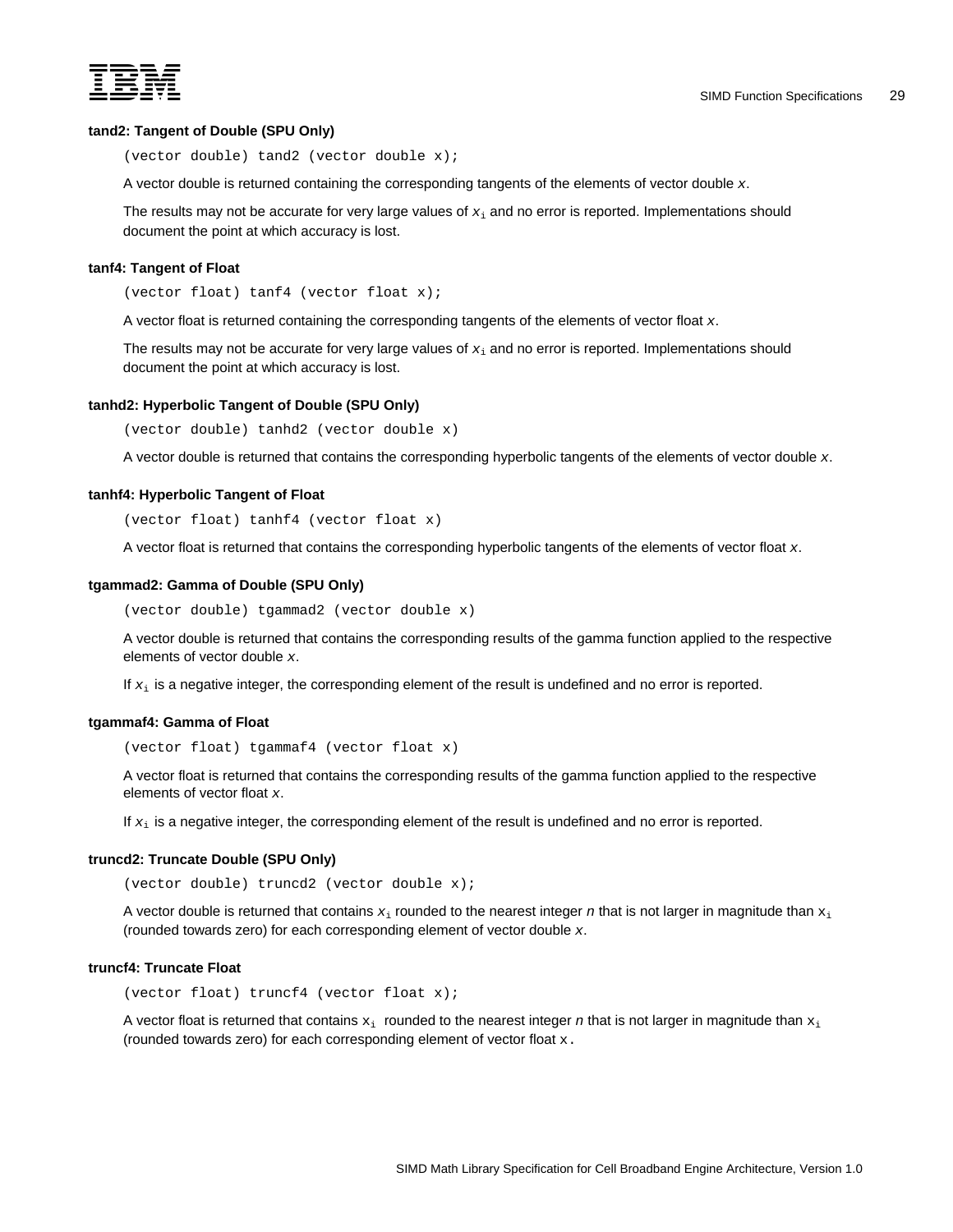### tand2: Tangent of Double (SPU Only)

```
(vector double) tand2 (vector double x);
```

A vector double is returned containing the corresponding tangents of the elements of vector double *x*.

The results may not be accurate for very large values of $x_i$ and no error is reported. Implementations should document the point at which accuracy is lost.

### tanf4: Tangent of Float

```
(vector float) tanf4 (vector float x);
```

A vector float is returned containing the corresponding tangents of the elements of vector float *x*.

The results may not be accurate for very large values of $x_i$ and no error is reported. Implementations should document the point at which accuracy is lost.

### tanhd2: Hyperbolic Tangent of Double (SPU Only)

```
(vector double) tanhd2 (vector double x)
```

A vector double is returned that contains the corresponding hyperbolic tangents of the elements of vector double *x*.

### tanhf4: Hyperbolic Tangent of Float

```
(vector float) tanhf4 (vector float x)
```

A vector float is returned that contains the corresponding hyperbolic tangents of the elements of vector float *x*.

### tgammad2: Gamma of Double (SPU Only)

```
(vector double) tgammad2 (vector double x)
```

A vector double is returned that contains the corresponding results of the gamma function applied to the respective elements of vector double *x*.

If $x_i$ is a negative integer, the corresponding element of the result is undefined and no error is reported.

### tgammaf4: Gamma of Float

```
(vector float) tgammaf4 (vector float x)
```

A vector float is returned that contains the corresponding results of the gamma function applied to the respective elements of vector float *x*.

If $x_i$ is a negative integer, the corresponding element of the result is undefined and no error is reported.

### truncd2: Truncate Double (SPU Only)

```
(vector double) truncd2 (vector double x);
```

A vector double is returned that contains $x_i$ rounded to the nearest integer *n* that is not larger in magnitude than $x_i$ (rounded towards zero) for each corresponding element of vector double *x*.

### truncf4: Truncate Float

```
(vector float) truncf4 (vector float x);
```

A vector float is returned that contains $x_i$ rounded to the nearest integer *n* that is not larger in magnitude than $x_i$ (rounded towards zero) for each corresponding element of vector float x.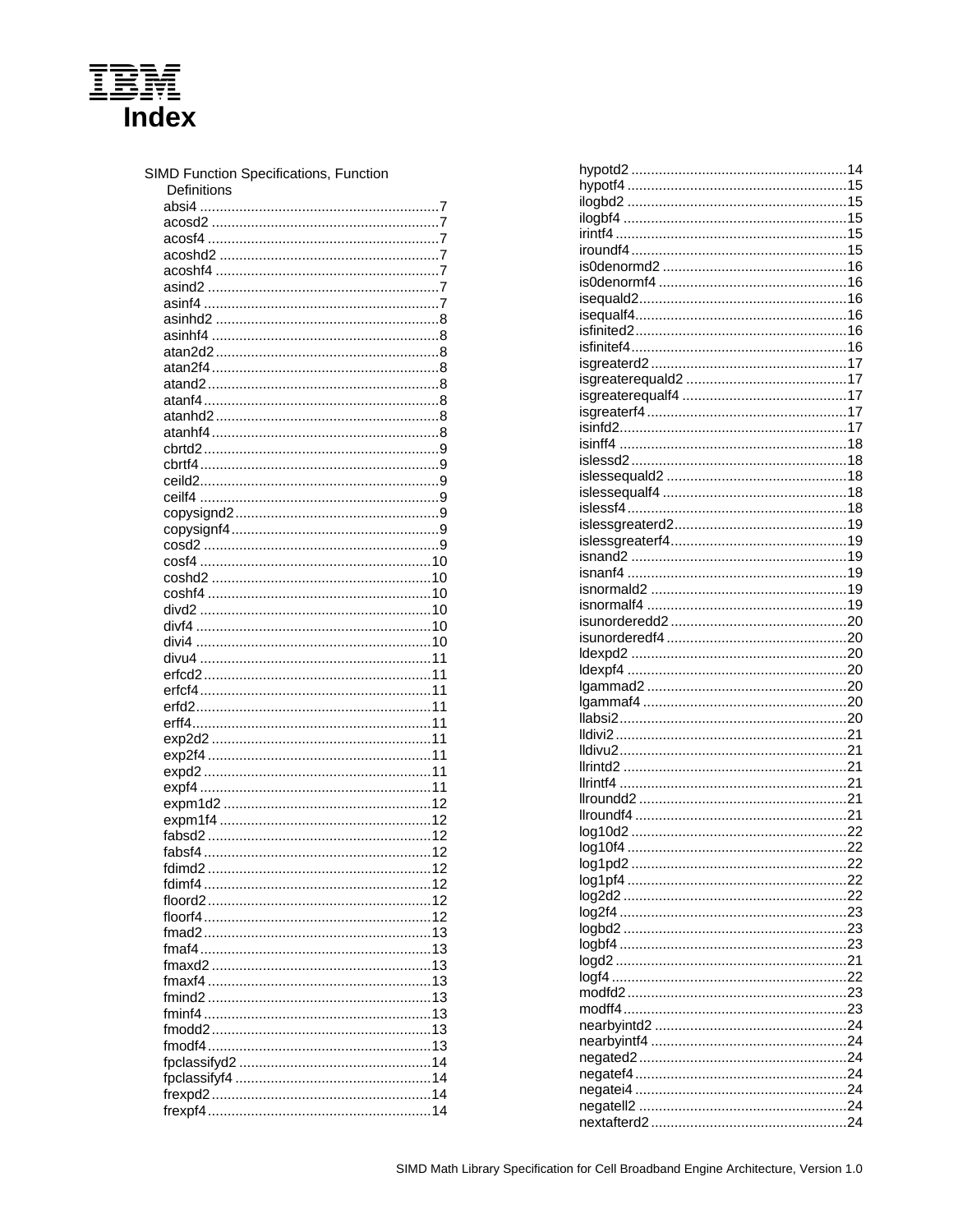# Index

SIMD Function Specifications, Function Definitions

- absi4 ............................................................7
- acosd2 ..........................................................7
- acosf4 ...........................................................7
- acoshd2 ........................................................7
- acoshf4 .........................................................7
- asind2 ...........................................................7
- asinf4 ............................................................7
- asinhd2 .........................................................8
- asinhf4 ..........................................................8
- atan2d2 .........................................................8
- atan2f4 ..........................................................8
- atand2 ...........................................................8
- atanf4 ............................................................8
- atanhd2 .........................................................8
- atanhf4 ..........................................................8
- cbrtd2 ............................................................9
- cbrtf4 .............................................................9
- ceild2.............................................................9
- ceilf4 .............................................................9
- copysignd2 ....................................................9
- copysignf4 .....................................................9
- cosd2 ............................................................9
- cosf4 ...........................................................10
- coshd2 ........................................................10
- coshf4 .........................................................10
- divd2 ...........................................................10
- divf4 ............................................................10
- divi4 ............................................................10
- divu4 ...........................................................11
- erfcd2 ..........................................................11
- erfcf4...........................................................11
- erfd2............................................................11
- erff4.............................................................11
- exp2d2 ........................................................11
- exp2f4 .........................................................11
- expd2 ..........................................................11
- expf4 ...........................................................11
- expm1d2 .....................................................12
- expm1f4 ......................................................12
- fabsd2 .........................................................12
- fabsf4 ..........................................................12
- fdimd2 .........................................................12
- fdimf4 ..........................................................12
- floord2 .........................................................12
- floorf4 ..........................................................12
- fmad2 ..........................................................13
- fmaf4 ...........................................................13
- fmaxd2 ........................................................13
- fmaxf4 .........................................................13
- fmind2 .........................................................13
- fminf4 ..........................................................13
- fmodd2 ........................................................13
- fmodf4 .........................................................13
- fpclassifyd2 .................................................14
- fpclassifyf4 ..................................................14
- frexpd2 ........................................................14
- frexpf4 .........................................................14
- hypotd2 .......................................................14
- hypotf4 ........................................................15
- ilogbd2 ........................................................15
- ilogbf4 .........................................................15
- irintf4 ...........................................................15
- iroundf4 .......................................................15
- is0denormd2 ...............................................16
- is0denormf4 ................................................16
- isequald2.....................................................16
- isequalf4......................................................16
- isfinited2 ......................................................16
- isfinitef4 .......................................................16
- isgreaterd2 ..................................................17
- isgreaterequald2 .........................................17
- isgreaterequalf4 ..........................................17
- isgreaterf4 ...................................................17
- isinfd2..........................................................17
- isinff4 ..........................................................18
- islessd2 .......................................................18
- islessequald2 ..............................................18
- islessequalf4 ...............................................18
- islessf4 ........................................................18
- islessgreaterd2............................................19
- islessgreaterf4.............................................19
- isnand2 .......................................................19
- isnanf4 ........................................................19
- isnormald2 ..................................................19
- isnormalf4 ...................................................19
- isunorderedd2 .............................................20
- isunorderedf4 ..............................................20
- ldexpd2 .......................................................20
- ldexpf4 ........................................................20
- lgammad2 ...................................................20
- lgammaf4 ....................................................20
- llabsi2..........................................................20
- lldivi2 ...........................................................21
- lldivu2..........................................................21
- llrintd2 .........................................................21
- llrintf4 ..........................................................21
- llroundd2 .....................................................21
- llroundf4 ......................................................21
- log10d2 .......................................................22
- log10f4 ........................................................22
- log1pd2 .......................................................22
- log1pf4 ........................................................22
- log2d2 .........................................................22
- log2f4 ..........................................................23
- logbd2 .........................................................23
- logbf4 ..........................................................23
- logd2 ...........................................................21
- logf4 ............................................................22
- modfd2 ........................................................23
- modff4 .........................................................23
- nearbyintd2 .................................................24
- nearbyintf4 ..................................................24
- negated2 .....................................................24
- negatef4 ......................................................24
- negatei4 ......................................................24
- negatell2 .....................................................24
- nextafterd2 ..................................................24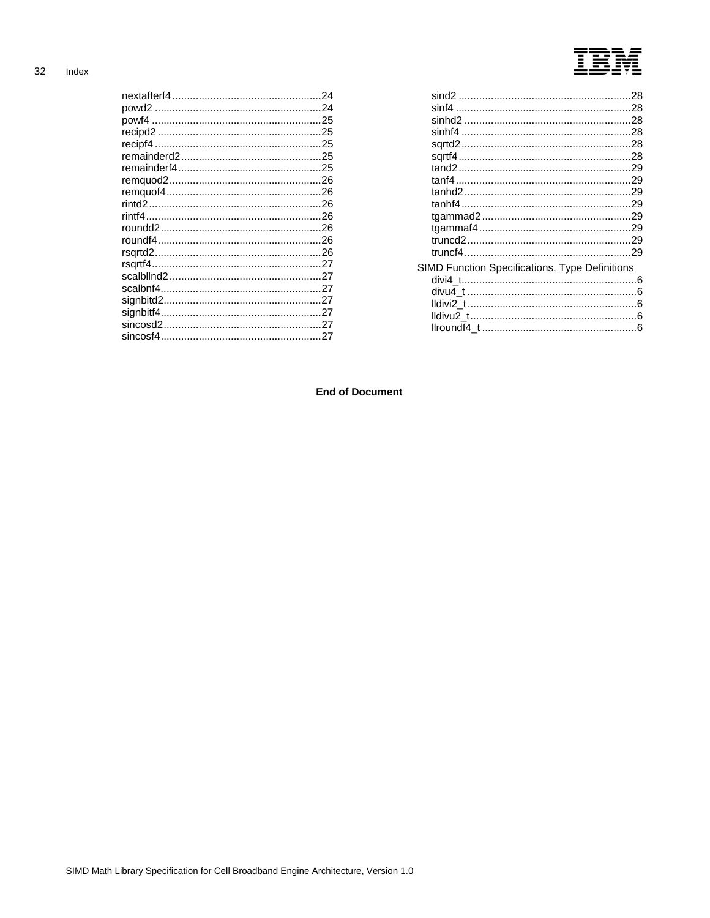nextafterf4 .................................................. 24
powd2 .................................................. 24
powf4 .................................................. 25
recipd2 .................................................. 25
recipf4 .................................................. 25
remainderd2 .................................................. 25
remainderf4 .................................................. 25
remquod2 .................................................. 26
remquof4 .................................................. 26
rintd2 .................................................. 26
rintf4 .................................................. 26
roundd2 .................................................. 26
roundf4 .................................................. 26
rsqrtd2 .................................................. 26
rsqrtf4 .................................................. 27
scalbllnd2 .................................................. 27
scalbnf4 .................................................. 27
signbitd2 .................................................. 27
signbitf4 .................................................. 27
sincosd2 .................................................. 27
sincosf4 .................................................. 27
sind2 .................................................. 28
sinf4 .................................................. 28
sinhd2 .................................................. 28
sinhf4 .................................................. 28
sqrtd2 .................................................. 28
sqrtf4 .................................................. 28
tand2 .................................................. 29
tanf4 .................................................. 29
tanhd2 .................................................. 29
tanhf4 .................................................. 29
tgammad2 .................................................. 29
tgammaf4 .................................................. 29
truncd2 .................................................. 29
truncf4 .................................................. 29

SIMD Function Specifications, Type Definitions

divi4_t .................................................. 6
divu4_t .................................................. 6
lldivi2_t .................................................. 6
lldivu2_t .................................................. 6
llroundf4_t .................................................. 6

**End of Document**